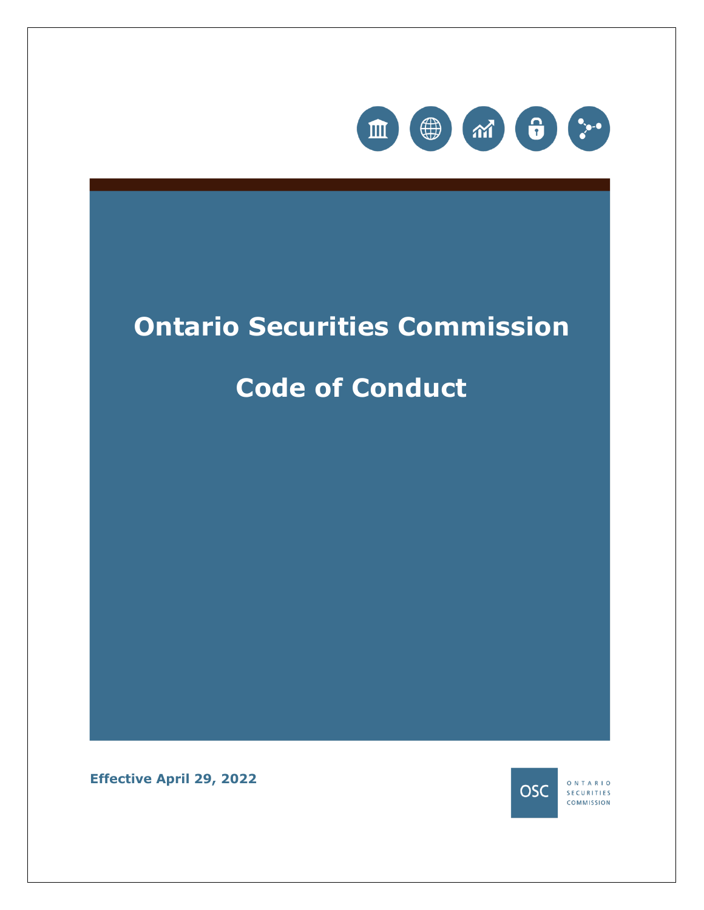# Ontario Securities Commission

# Code of Conduct

**Effective April 29, 2022**

OSC ONTARIO SECURITIES COMMISSION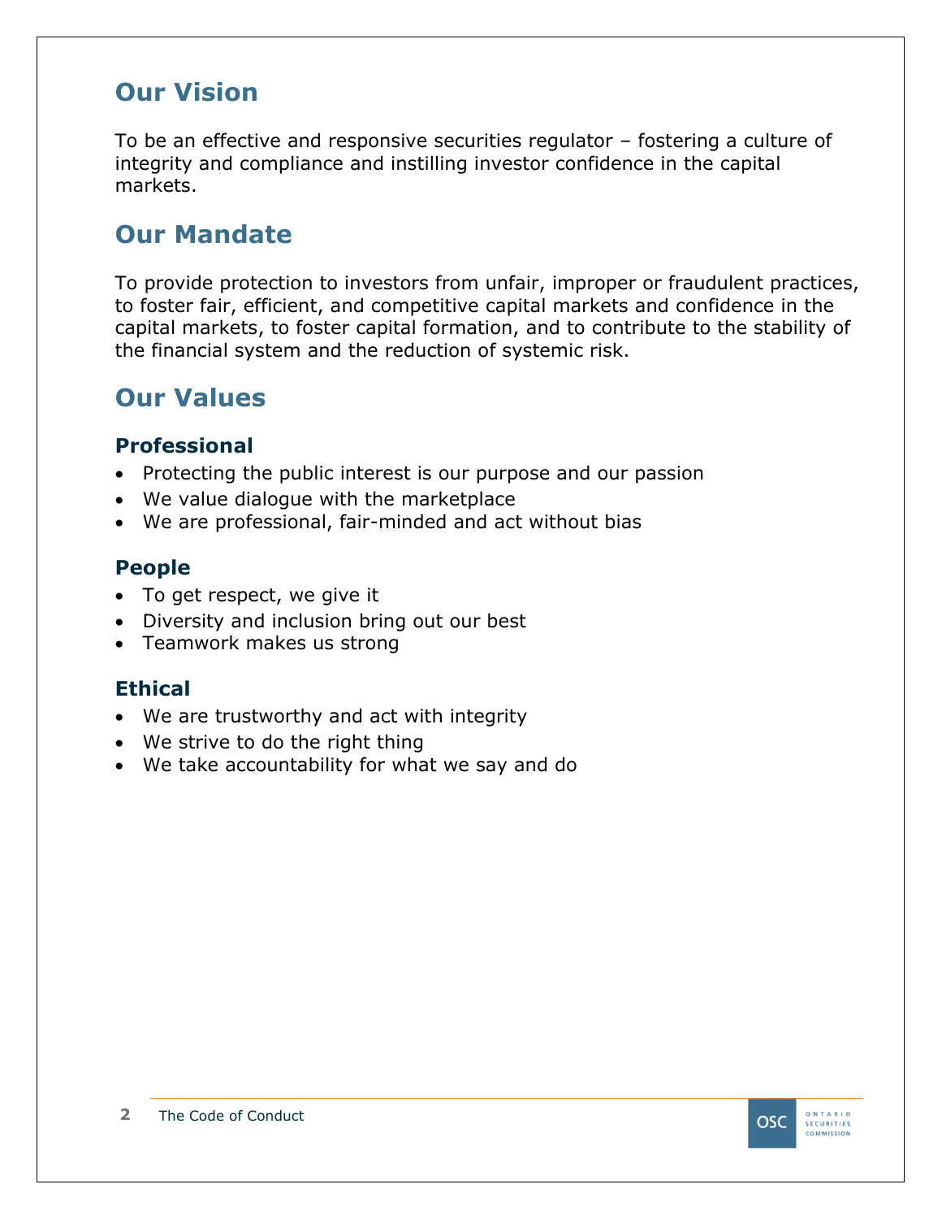## Our Vision

To be an effective and responsive securities regulator – fostering a culture of integrity and compliance and instilling investor confidence in the capital markets.

## Our Mandate

To provide protection to investors from unfair, improper or fraudulent practices, to foster fair, efficient, and competitive capital markets and confidence in the capital markets, to foster capital formation, and to contribute to the stability of the financial system and the reduction of systemic risk.

## Our Values

### Professional

- Protecting the public interest is our purpose and our passion
- We value dialogue with the marketplace
- We are professional, fair-minded and act without bias

### People

- To get respect, we give it
- Diversity and inclusion bring out our best
- Teamwork makes us strong

### Ethical

- We are trustworthy and act with integrity
- We strive to do the right thing
- We take accountability for what we say and do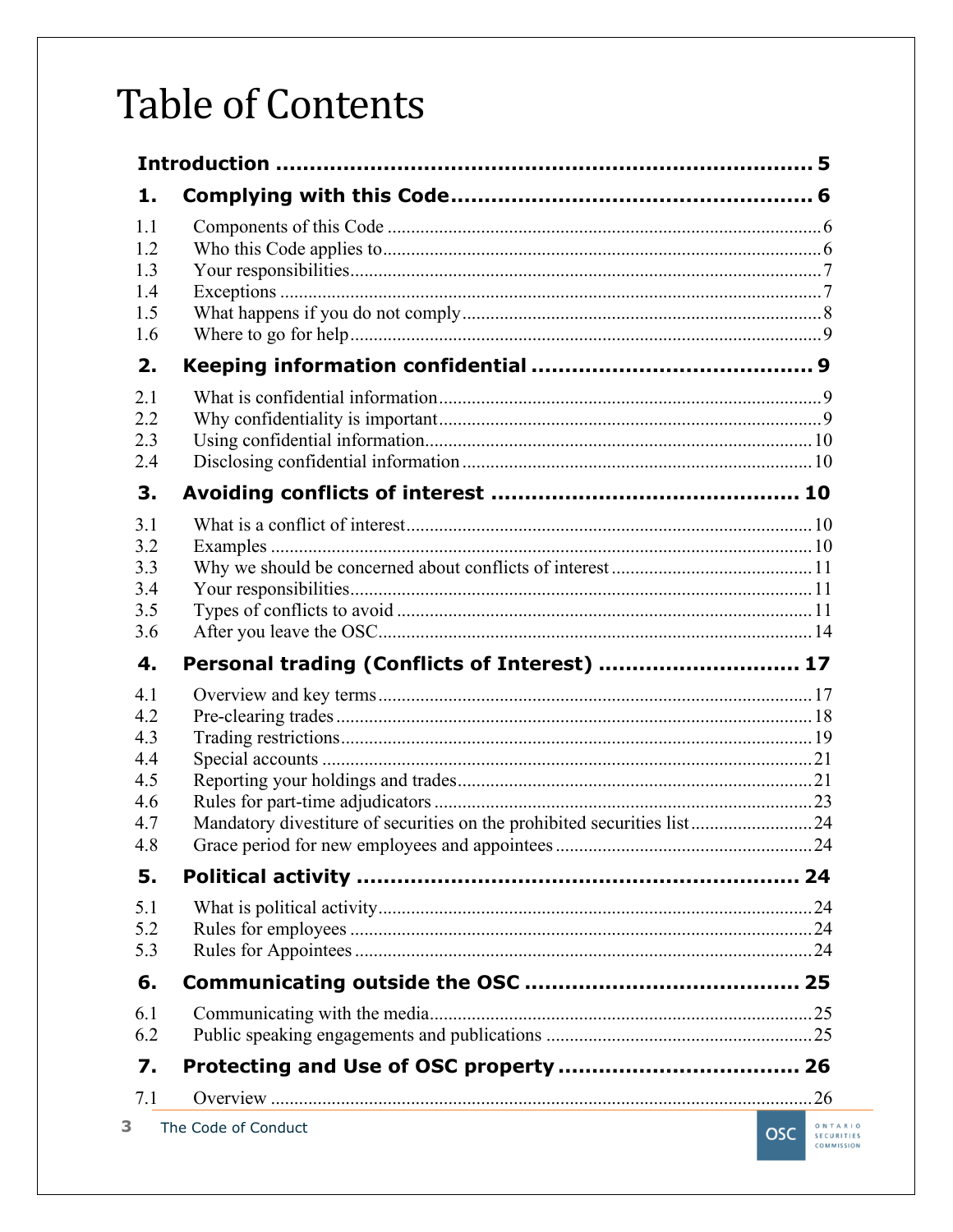# Table of Contents

**Introduction** ..... 5

**1. Complying with this Code** ..... 6

1.1 Components of this Code ..... 6
1.2 Who this Code applies to ..... 6
1.3 Your responsibilities ..... 7
1.4 Exceptions ..... 7
1.5 What happens if you do not comply ..... 8
1.6 Where to go for help ..... 9

**2. Keeping information confidential** ..... 9

2.1 What is confidential information ..... 9
2.2 Why confidentiality is important ..... 9
2.3 Using confidential information ..... 10
2.4 Disclosing confidential information ..... 10

**3. Avoiding conflicts of interest** ..... 10

3.1 What is a conflict of interest ..... 10
3.2 Examples ..... 10
3.3 Why we should be concerned about conflicts of interest ..... 11
3.4 Your responsibilities ..... 11
3.5 Types of conflicts to avoid ..... 11
3.6 After you leave the OSC ..... 14

**4. Personal trading (Conflicts of Interest)** ..... 17

4.1 Overview and key terms ..... 17
4.2 Pre-clearing trades ..... 18
4.3 Trading restrictions ..... 19
4.4 Special accounts ..... 21
4.5 Reporting your holdings and trades ..... 21
4.6 Rules for part-time adjudicators ..... 23
4.7 Mandatory divestiture of securities on the prohibited securities list ..... 24
4.8 Grace period for new employees and appointees ..... 24

**5. Political activity** ..... 24

5.1 What is political activity ..... 24
5.2 Rules for employees ..... 24
5.3 Rules for Appointees ..... 24

**6. Communicating outside the OSC** ..... 25

6.1 Communicating with the media ..... 25
6.2 Public speaking engagements and publications ..... 25

**7. Protecting and Use of OSC property** ..... 26

7.1 Overview ..... 26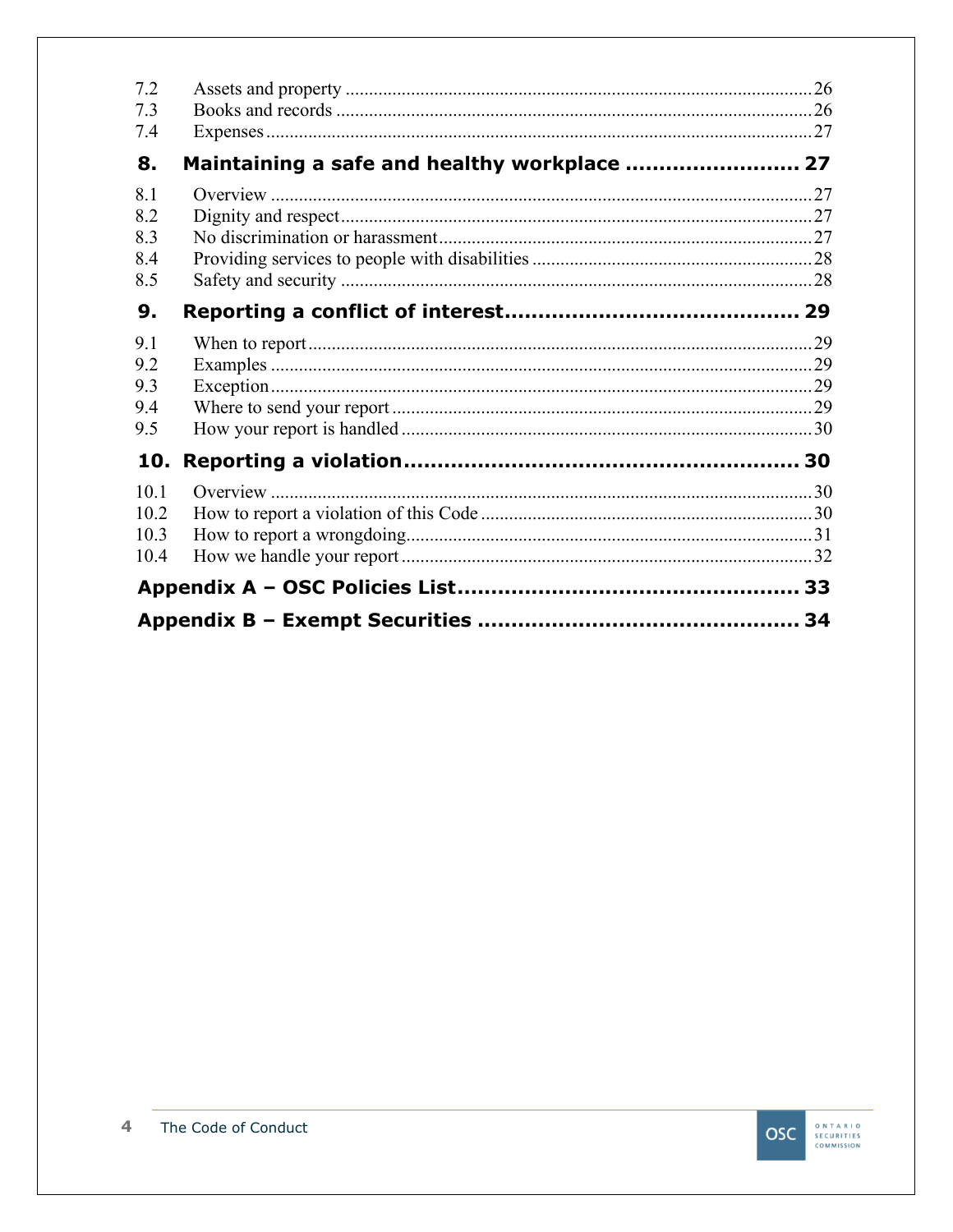| | | |
|---|---|---|
| 7.2 | Assets and property | 26 |
| 7.3 | Books and records | 26 |
| 7.4 | Expenses | 27 |
| **8.** | **Maintaining a safe and healthy workplace** | **27** |
| 8.1 | Overview | 27 |
| 8.2 | Dignity and respect | 27 |
| 8.3 | No discrimination or harassment | 27 |
| 8.4 | Providing services to people with disabilities | 28 |
| 8.5 | Safety and security | 28 |
| **9.** | **Reporting a conflict of interest** | **29** |
| 9.1 | When to report | 29 |
| 9.2 | Examples | 29 |
| 9.3 | Exception | 29 |
| 9.4 | Where to send your report | 29 |
| 9.5 | How your report is handled | 30 |
| **10.** | **Reporting a violation** | **30** |
| 10.1 | Overview | 30 |
| 10.2 | How to report a violation of this Code | 30 |
| 10.3 | How to report a wrongdoing | 31 |
| 10.4 | How we handle your report | 32 |
| | **Appendix A – OSC Policies List** | **33** |
| | **Appendix B – Exempt Securities** | **34** |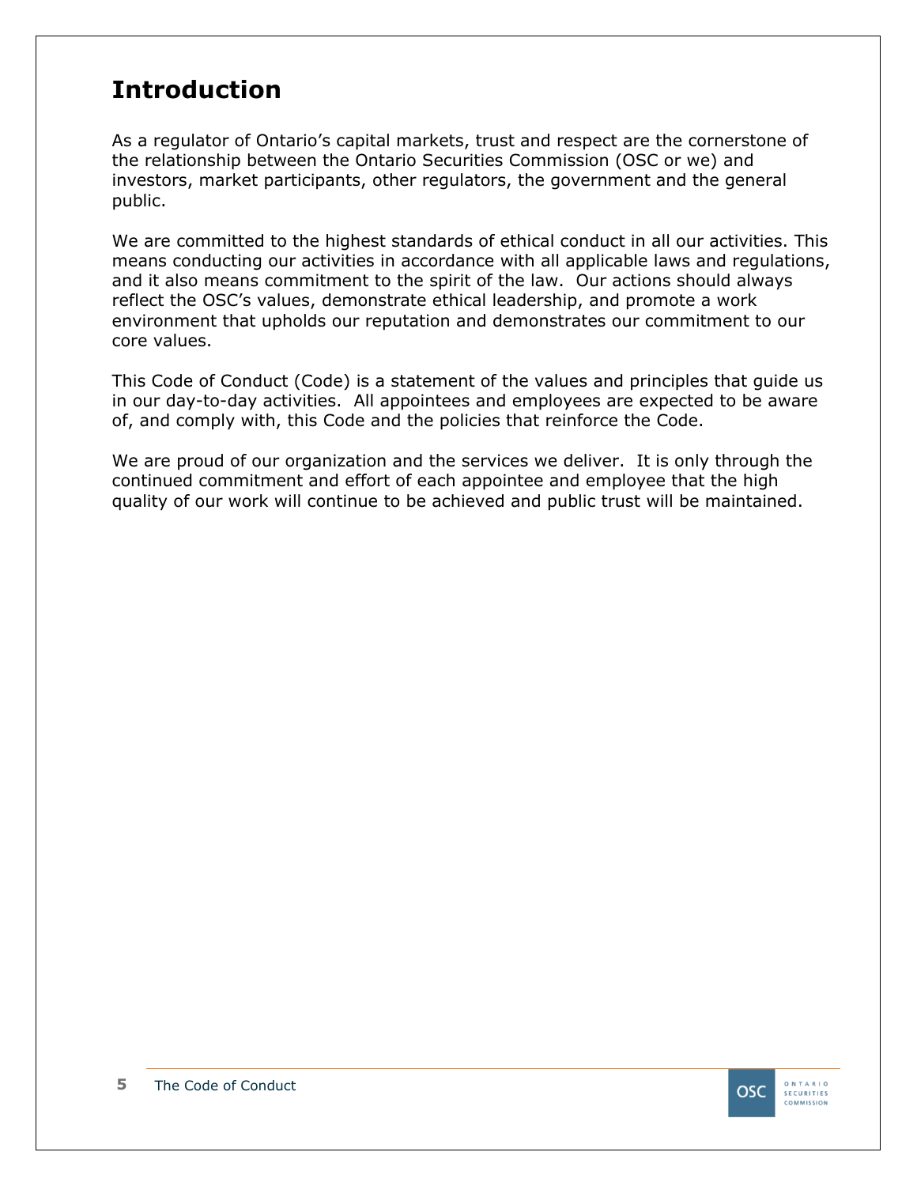# Introduction

As a regulator of Ontario's capital markets, trust and respect are the cornerstone of the relationship between the Ontario Securities Commission (OSC or we) and investors, market participants, other regulators, the government and the general public.

We are committed to the highest standards of ethical conduct in all our activities. This means conducting our activities in accordance with all applicable laws and regulations, and it also means commitment to the spirit of the law. Our actions should always reflect the OSC's values, demonstrate ethical leadership, and promote a work environment that upholds our reputation and demonstrates our commitment to our core values.

This Code of Conduct (Code) is a statement of the values and principles that guide us in our day-to-day activities. All appointees and employees are expected to be aware of, and comply with, this Code and the policies that reinforce the Code.

We are proud of our organization and the services we deliver. It is only through the continued commitment and effort of each appointee and employee that the high quality of our work will continue to be achieved and public trust will be maintained.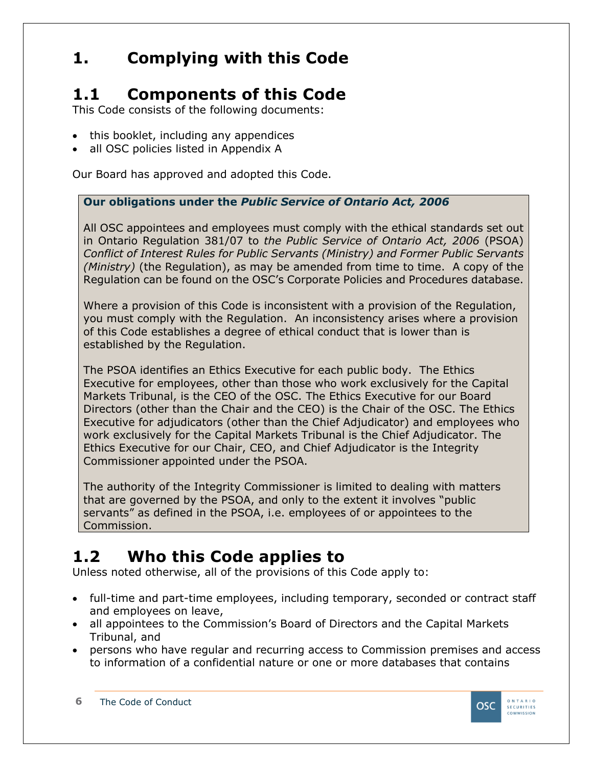# 1. Complying with this Code

## 1.1 Components of this Code

This Code consists of the following documents:

- this booklet, including any appendices
- all OSC policies listed in Appendix A

Our Board has approved and adopted this Code.

**Our obligations under the *Public Service of Ontario Act, 2006***

All OSC appointees and employees must comply with the ethical standards set out in Ontario Regulation 381/07 to *the Public Service of Ontario Act, 2006* (PSOA) *Conflict of Interest Rules for Public Servants (Ministry) and Former Public Servants (Ministry)* (the Regulation), as may be amended from time to time. A copy of the Regulation can be found on the OSC's Corporate Policies and Procedures database.

Where a provision of this Code is inconsistent with a provision of the Regulation, you must comply with the Regulation. An inconsistency arises where a provision of this Code establishes a degree of ethical conduct that is lower than is established by the Regulation.

The PSOA identifies an Ethics Executive for each public body. The Ethics Executive for employees, other than those who work exclusively for the Capital Markets Tribunal, is the CEO of the OSC. The Ethics Executive for our Board Directors (other than the Chair and the CEO) is the Chair of the OSC. The Ethics Executive for adjudicators (other than the Chief Adjudicator) and employees who work exclusively for the Capital Markets Tribunal is the Chief Adjudicator. The Ethics Executive for our Chair, CEO, and Chief Adjudicator is the Integrity Commissioner appointed under the PSOA.

The authority of the Integrity Commissioner is limited to dealing with matters that are governed by the PSOA, and only to the extent it involves "public servants" as defined in the PSOA, i.e. employees of or appointees to the Commission.

## 1.2 Who this Code applies to

Unless noted otherwise, all of the provisions of this Code apply to:

- full-time and part-time employees, including temporary, seconded or contract staff and employees on leave,
- all appointees to the Commission's Board of Directors and the Capital Markets Tribunal, and
- persons who have regular and recurring access to Commission premises and access to information of a confidential nature or one or more databases that contains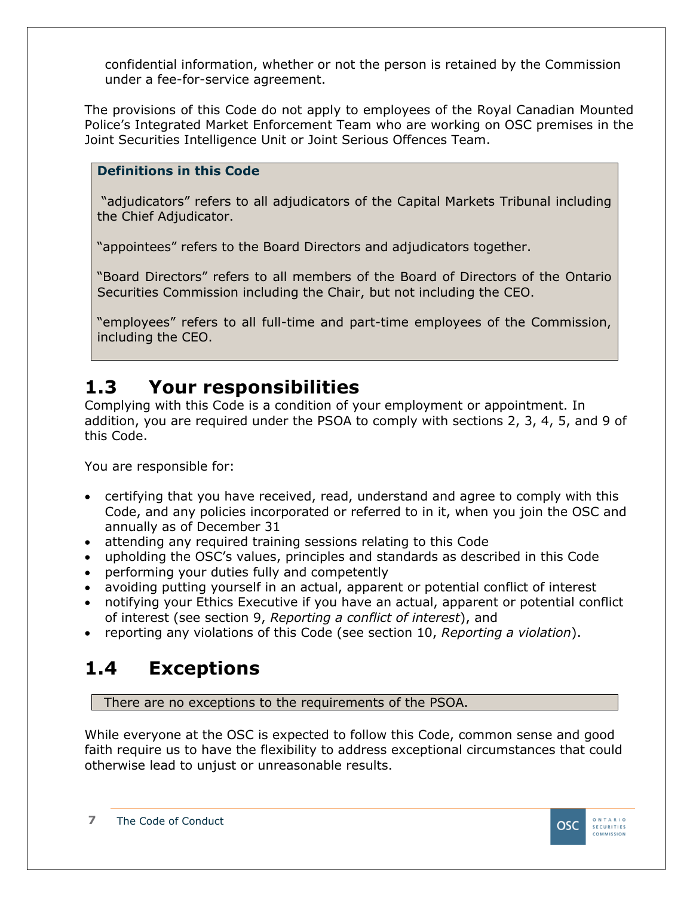confidential information, whether or not the person is retained by the Commission under a fee-for-service agreement.

The provisions of this Code do not apply to employees of the Royal Canadian Mounted Police's Integrated Market Enforcement Team who are working on OSC premises in the Joint Securities Intelligence Unit or Joint Serious Offences Team.

**Definitions in this Code**

"adjudicators" refers to all adjudicators of the Capital Markets Tribunal including the Chief Adjudicator.

"appointees" refers to the Board Directors and adjudicators together.

"Board Directors" refers to all members of the Board of Directors of the Ontario Securities Commission including the Chair, but not including the CEO.

"employees" refers to all full-time and part-time employees of the Commission, including the CEO.

## 1.3 Your responsibilities

Complying with this Code is a condition of your employment or appointment. In addition, you are required under the PSOA to comply with sections 2, 3, 4, 5, and 9 of this Code.

You are responsible for:

- certifying that you have received, read, understand and agree to comply with this Code, and any policies incorporated or referred to in it, when you join the OSC and annually as of December 31
- attending any required training sessions relating to this Code
- upholding the OSC's values, principles and standards as described in this Code
- performing your duties fully and competently
- avoiding putting yourself in an actual, apparent or potential conflict of interest
- notifying your Ethics Executive if you have an actual, apparent or potential conflict of interest (see section 9, *Reporting a conflict of interest*), and
- reporting any violations of this Code (see section 10, *Reporting a violation*).

## 1.4 Exceptions

There are no exceptions to the requirements of the PSOA.

While everyone at the OSC is expected to follow this Code, common sense and good faith require us to have the flexibility to address exceptional circumstances that could otherwise lead to unjust or unreasonable results.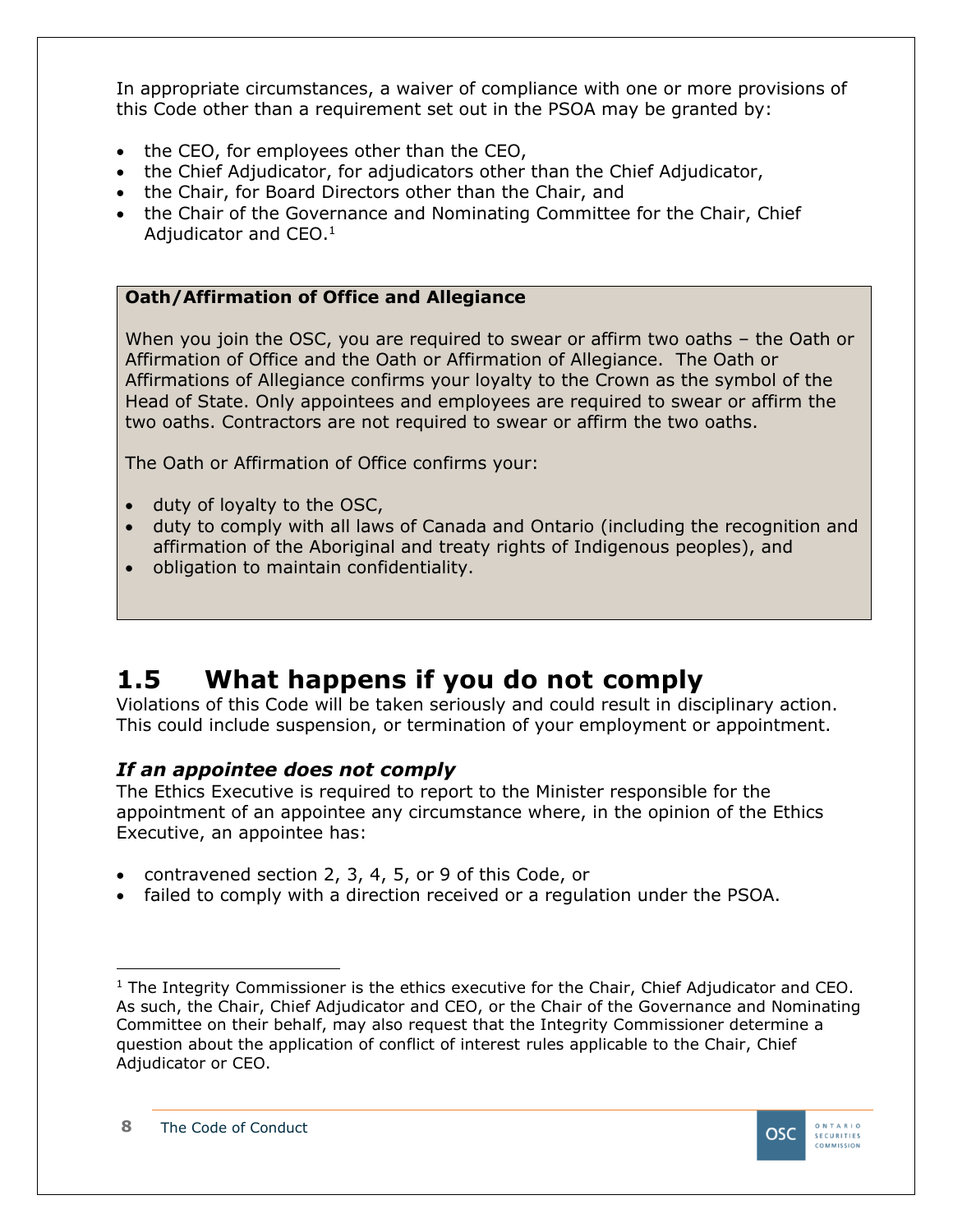In appropriate circumstances, a waiver of compliance with one or more provisions of this Code other than a requirement set out in the PSOA may be granted by:

- the CEO, for employees other than the CEO,
- the Chief Adjudicator, for adjudicators other than the Chief Adjudicator,
- the Chair, for Board Directors other than the Chair, and
- the Chair of the Governance and Nominating Committee for the Chair, Chief Adjudicator and CEO.[1]

**Oath/Affirmation of Office and Allegiance**

When you join the OSC, you are required to swear or affirm two oaths – the Oath or Affirmation of Office and the Oath or Affirmation of Allegiance. The Oath or Affirmations of Allegiance confirms your loyalty to the Crown as the symbol of the Head of State. Only appointees and employees are required to swear or affirm the two oaths. Contractors are not required to swear or affirm the two oaths.

The Oath or Affirmation of Office confirms your:

- duty of loyalty to the OSC,
- duty to comply with all laws of Canada and Ontario (including the recognition and affirmation of the Aboriginal and treaty rights of Indigenous peoples), and
- obligation to maintain confidentiality.

## 1.5 What happens if you do not comply

Violations of this Code will be taken seriously and could result in disciplinary action. This could include suspension, or termination of your employment or appointment.

### *If an appointee does not comply*

The Ethics Executive is required to report to the Minister responsible for the appointment of an appointee any circumstance where, in the opinion of the Ethics Executive, an appointee has:

- contravened section 2, 3, 4, 5, or 9 of this Code, or
- failed to comply with a direction received or a regulation under the PSOA.

[1] The Integrity Commissioner is the ethics executive for the Chair, Chief Adjudicator and CEO. As such, the Chair, Chief Adjudicator and CEO, or the Chair of the Governance and Nominating Committee on their behalf, may also request that the Integrity Commissioner determine a question about the application of conflict of interest rules applicable to the Chair, Chief Adjudicator or CEO.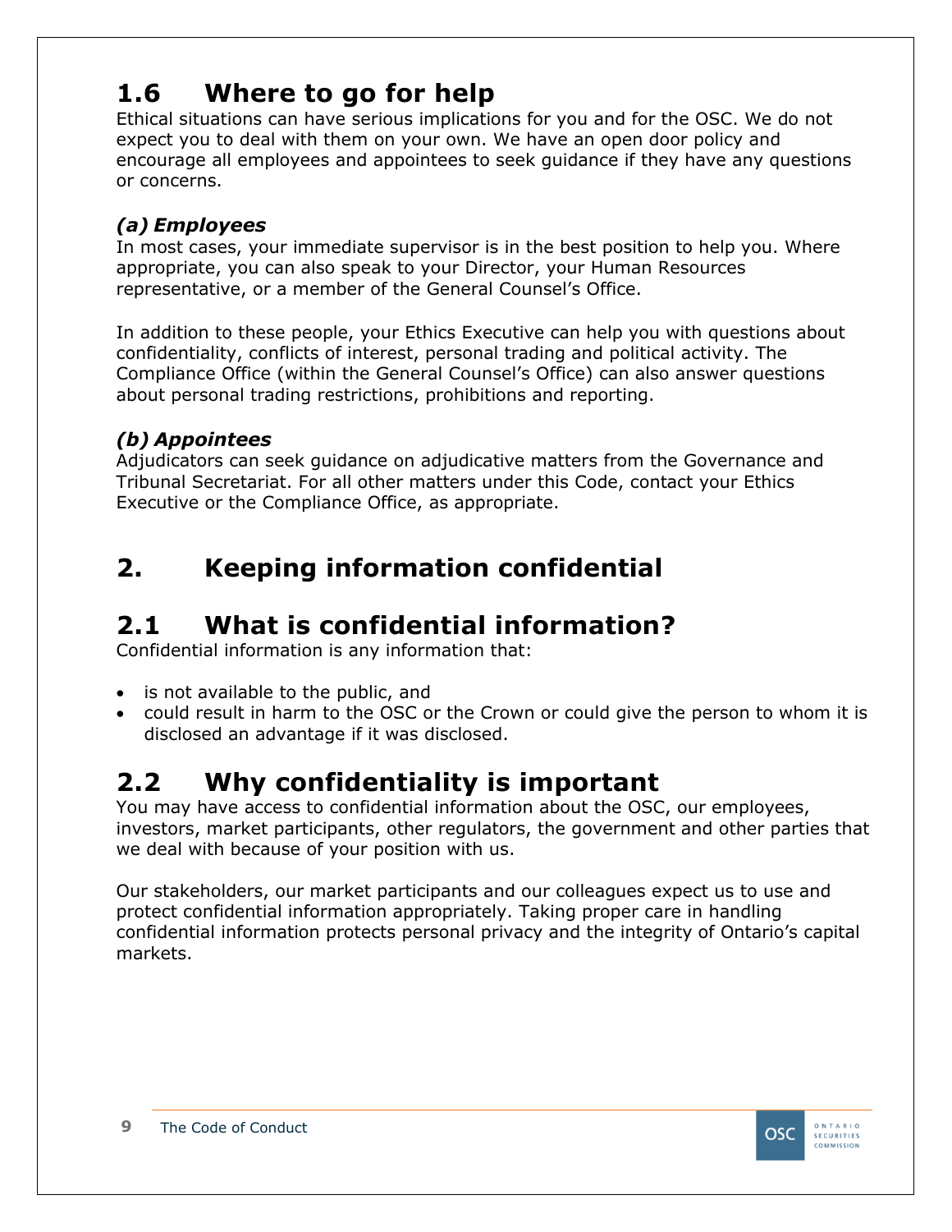## 1.6 Where to go for help

Ethical situations can have serious implications for you and for the OSC. We do not expect you to deal with them on your own. We have an open door policy and encourage all employees and appointees to seek guidance if they have any questions or concerns.

### *(a) Employees*

In most cases, your immediate supervisor is in the best position to help you. Where appropriate, you can also speak to your Director, your Human Resources representative, or a member of the General Counsel's Office.

In addition to these people, your Ethics Executive can help you with questions about confidentiality, conflicts of interest, personal trading and political activity. The Compliance Office (within the General Counsel's Office) can also answer questions about personal trading restrictions, prohibitions and reporting.

### *(b) Appointees*

Adjudicators can seek guidance on adjudicative matters from the Governance and Tribunal Secretariat. For all other matters under this Code, contact your Ethics Executive or the Compliance Office, as appropriate.

# 2. Keeping information confidential

## 2.1 What is confidential information?

Confidential information is any information that:

- is not available to the public, and
- could result in harm to the OSC or the Crown or could give the person to whom it is disclosed an advantage if it was disclosed.

## 2.2 Why confidentiality is important

You may have access to confidential information about the OSC, our employees, investors, market participants, other regulators, the government and other parties that we deal with because of your position with us.

Our stakeholders, our market participants and our colleagues expect us to use and protect confidential information appropriately. Taking proper care in handling confidential information protects personal privacy and the integrity of Ontario's capital markets.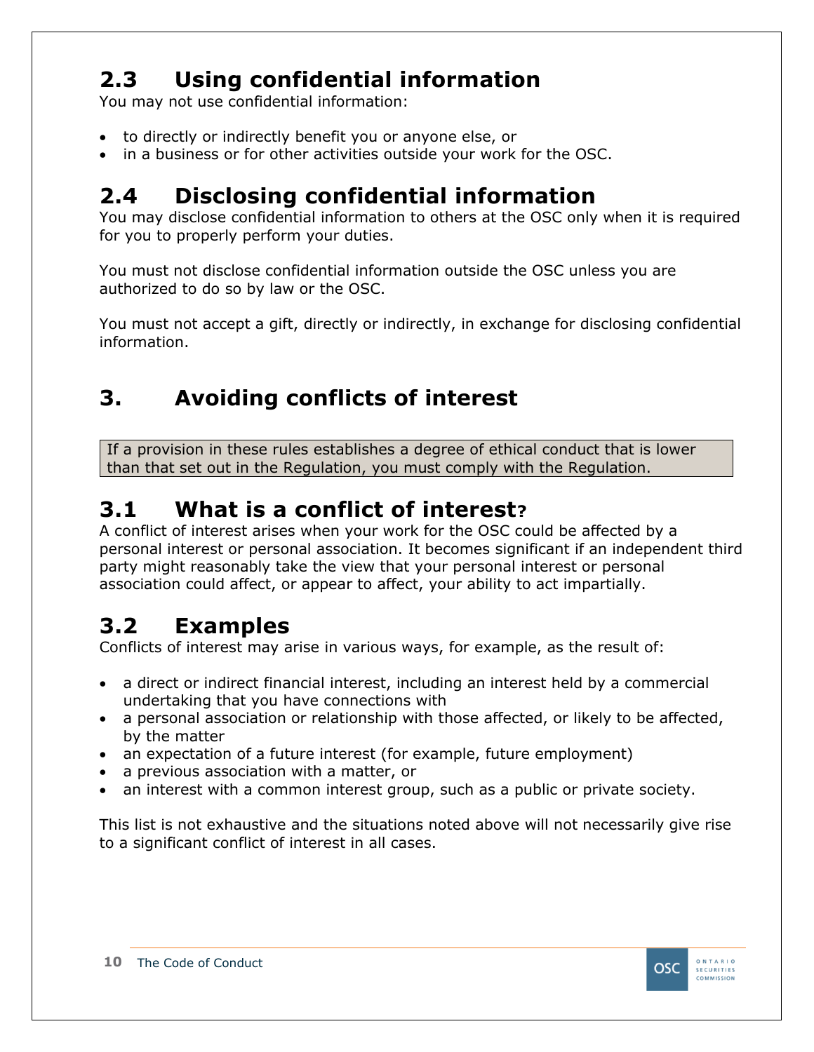## 2.3 Using confidential information

You may not use confidential information:

- to directly or indirectly benefit you or anyone else, or
- in a business or for other activities outside your work for the OSC.

## 2.4 Disclosing confidential information

You may disclose confidential information to others at the OSC only when it is required for you to properly perform your duties.

You must not disclose confidential information outside the OSC unless you are authorized to do so by law or the OSC.

You must not accept a gift, directly or indirectly, in exchange for disclosing confidential information.

# 3. Avoiding conflicts of interest

> If a provision in these rules establishes a degree of ethical conduct that is lower than that set out in the Regulation, you must comply with the Regulation.

## 3.1 What is a conflict of interest?

A conflict of interest arises when your work for the OSC could be affected by a personal interest or personal association. It becomes significant if an independent third party might reasonably take the view that your personal interest or personal association could affect, or appear to affect, your ability to act impartially.

## 3.2 Examples

Conflicts of interest may arise in various ways, for example, as the result of:

- a direct or indirect financial interest, including an interest held by a commercial undertaking that you have connections with
- a personal association or relationship with those affected, or likely to be affected, by the matter
- an expectation of a future interest (for example, future employment)
- a previous association with a matter, or
- an interest with a common interest group, such as a public or private society.

This list is not exhaustive and the situations noted above will not necessarily give rise to a significant conflict of interest in all cases.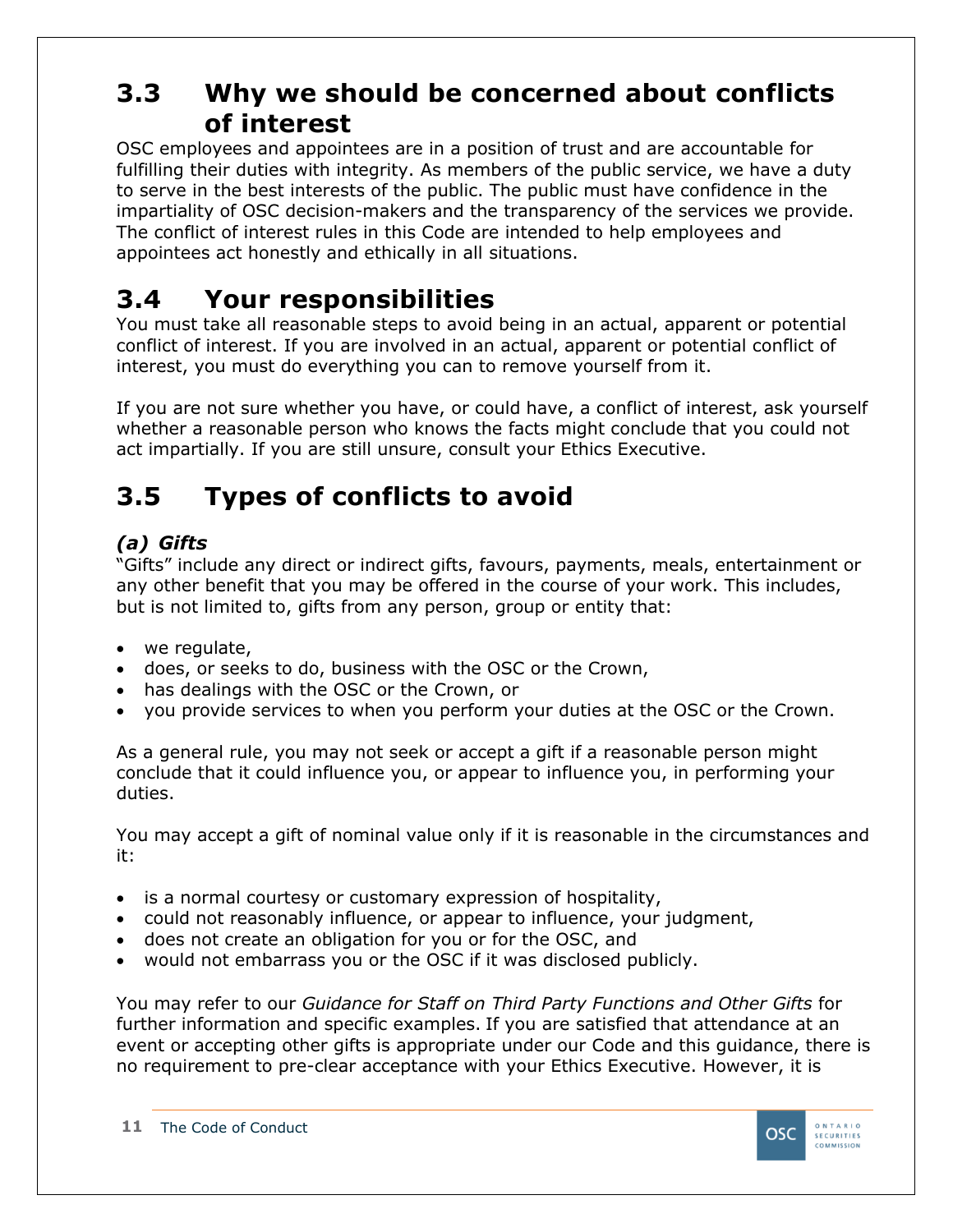## 3.3 Why we should be concerned about conflicts of interest

OSC employees and appointees are in a position of trust and are accountable for fulfilling their duties with integrity. As members of the public service, we have a duty to serve in the best interests of the public. The public must have confidence in the impartiality of OSC decision-makers and the transparency of the services we provide. The conflict of interest rules in this Code are intended to help employees and appointees act honestly and ethically in all situations.

## 3.4 Your responsibilities

You must take all reasonable steps to avoid being in an actual, apparent or potential conflict of interest. If you are involved in an actual, apparent or potential conflict of interest, you must do everything you can to remove yourself from it.

If you are not sure whether you have, or could have, a conflict of interest, ask yourself whether a reasonable person who knows the facts might conclude that you could not act impartially. If you are still unsure, consult your Ethics Executive.

## 3.5 Types of conflicts to avoid

### *(a) Gifts*

"Gifts" include any direct or indirect gifts, favours, payments, meals, entertainment or any other benefit that you may be offered in the course of your work. This includes, but is not limited to, gifts from any person, group or entity that:

- we regulate,
- does, or seeks to do, business with the OSC or the Crown,
- has dealings with the OSC or the Crown, or
- you provide services to when you perform your duties at the OSC or the Crown.

As a general rule, you may not seek or accept a gift if a reasonable person might conclude that it could influence you, or appear to influence you, in performing your duties.

You may accept a gift of nominal value only if it is reasonable in the circumstances and it:

- is a normal courtesy or customary expression of hospitality,
- could not reasonably influence, or appear to influence, your judgment,
- does not create an obligation for you or for the OSC, and
- would not embarrass you or the OSC if it was disclosed publicly.

You may refer to our *Guidance for Staff on Third Party Functions and Other Gifts* for further information and specific examples. If you are satisfied that attendance at an event or accepting other gifts is appropriate under our Code and this guidance, there is no requirement to pre-clear acceptance with your Ethics Executive. However, it is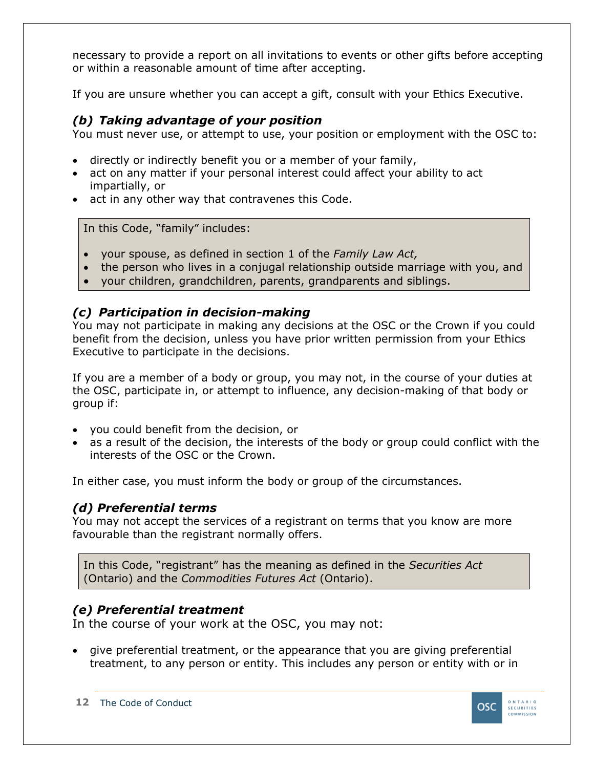necessary to provide a report on all invitations to events or other gifts before accepting or within a reasonable amount of time after accepting.

If you are unsure whether you can accept a gift, consult with your Ethics Executive.

### *(b) Taking advantage of your position*

You must never use, or attempt to use, your position or employment with the OSC to:

- directly or indirectly benefit you or a member of your family,
- act on any matter if your personal interest could affect your ability to act impartially, or
- act in any other way that contravenes this Code.

> In this Code, "family" includes:
>
> - your spouse, as defined in section 1 of the *Family Law Act,*
> - the person who lives in a conjugal relationship outside marriage with you, and
> - your children, grandchildren, parents, grandparents and siblings.

### *(c) Participation in decision-making*

You may not participate in making any decisions at the OSC or the Crown if you could benefit from the decision, unless you have prior written permission from your Ethics Executive to participate in the decisions.

If you are a member of a body or group, you may not, in the course of your duties at the OSC, participate in, or attempt to influence, any decision-making of that body or group if:

- you could benefit from the decision, or
- as a result of the decision, the interests of the body or group could conflict with the interests of the OSC or the Crown.

In either case, you must inform the body or group of the circumstances.

### *(d) Preferential terms*

You may not accept the services of a registrant on terms that you know are more favourable than the registrant normally offers.

> In this Code, "registrant" has the meaning as defined in the *Securities Act* (Ontario) and the *Commodities Futures Act* (Ontario).

### *(e) Preferential treatment*

In the course of your work at the OSC, you may not:

- give preferential treatment, or the appearance that you are giving preferential treatment, to any person or entity. This includes any person or entity with or in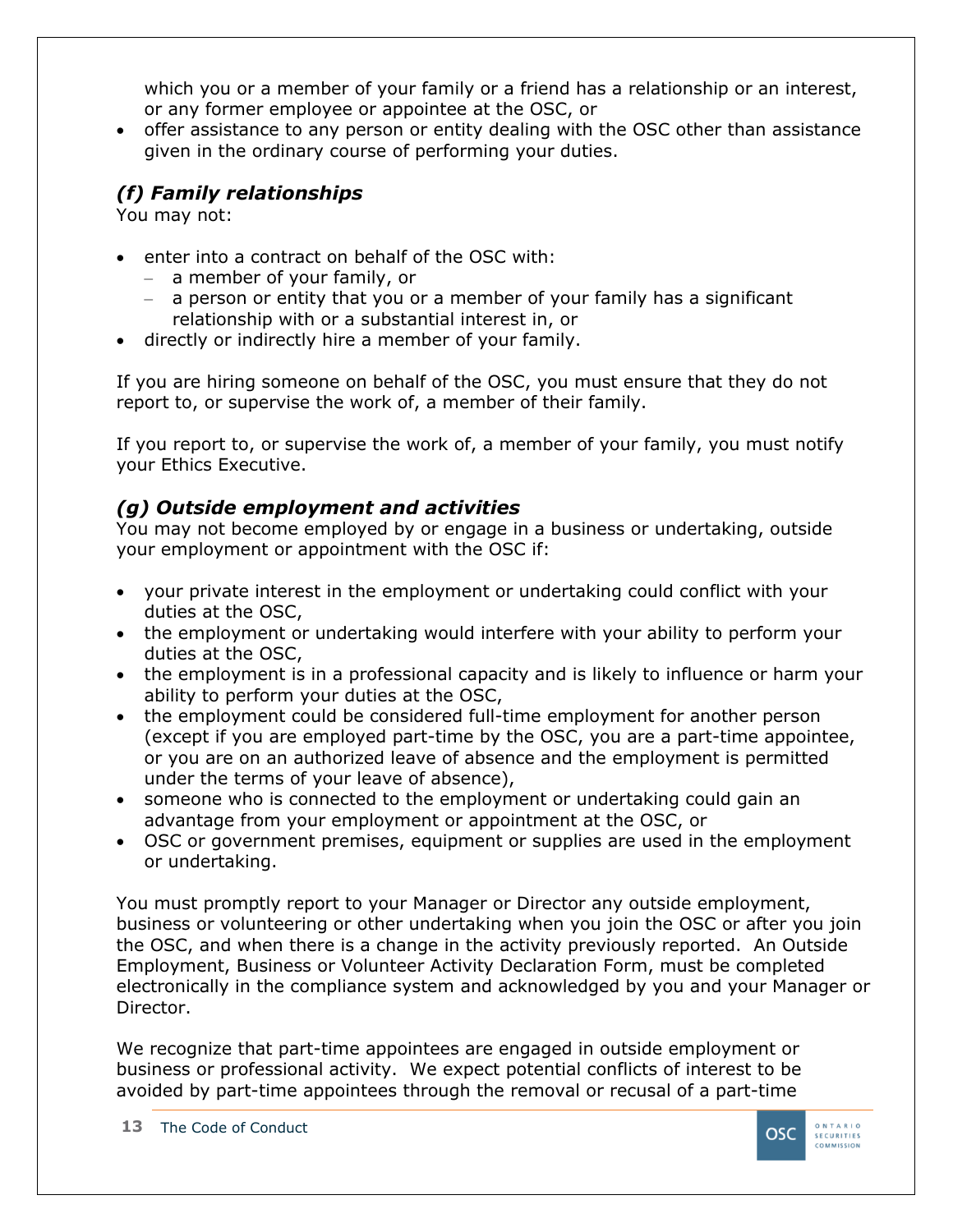which you or a member of your family or a friend has a relationship or an interest, or any former employee or appointee at the OSC, or
- offer assistance to any person or entity dealing with the OSC other than assistance given in the ordinary course of performing your duties.

### *(f) Family relationships*

You may not:

- enter into a contract on behalf of the OSC with:
  - a member of your family, or
  - a person or entity that you or a member of your family has a significant relationship with or a substantial interest in, or
- directly or indirectly hire a member of your family.

If you are hiring someone on behalf of the OSC, you must ensure that they do not report to, or supervise the work of, a member of their family.

If you report to, or supervise the work of, a member of your family, you must notify your Ethics Executive.

### *(g) Outside employment and activities*

You may not become employed by or engage in a business or undertaking, outside your employment or appointment with the OSC if:

- your private interest in the employment or undertaking could conflict with your duties at the OSC,
- the employment or undertaking would interfere with your ability to perform your duties at the OSC,
- the employment is in a professional capacity and is likely to influence or harm your ability to perform your duties at the OSC,
- the employment could be considered full-time employment for another person (except if you are employed part-time by the OSC, you are a part-time appointee, or you are on an authorized leave of absence and the employment is permitted under the terms of your leave of absence),
- someone who is connected to the employment or undertaking could gain an advantage from your employment or appointment at the OSC, or
- OSC or government premises, equipment or supplies are used in the employment or undertaking.

You must promptly report to your Manager or Director any outside employment, business or volunteering or other undertaking when you join the OSC or after you join the OSC, and when there is a change in the activity previously reported. An Outside Employment, Business or Volunteer Activity Declaration Form, must be completed electronically in the compliance system and acknowledged by you and your Manager or Director.

We recognize that part-time appointees are engaged in outside employment or business or professional activity. We expect potential conflicts of interest to be avoided by part-time appointees through the removal or recusal of a part-time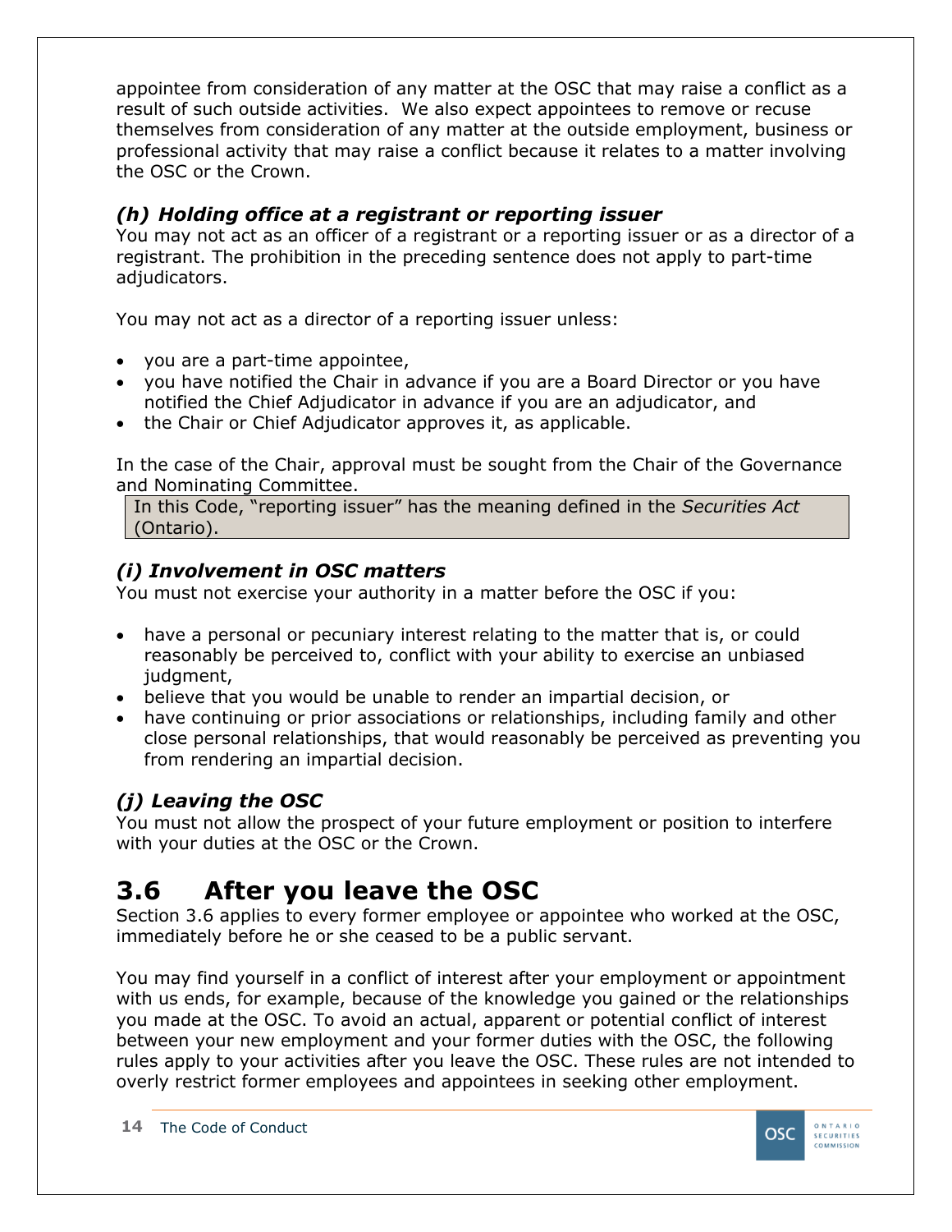appointee from consideration of any matter at the OSC that may raise a conflict as a result of such outside activities. We also expect appointees to remove or recuse themselves from consideration of any matter at the outside employment, business or professional activity that may raise a conflict because it relates to a matter involving the OSC or the Crown.

### *(h) Holding office at a registrant or reporting issuer*

You may not act as an officer of a registrant or a reporting issuer or as a director of a registrant. The prohibition in the preceding sentence does not apply to part-time adjudicators.

You may not act as a director of a reporting issuer unless:

- you are a part-time appointee,
- you have notified the Chair in advance if you are a Board Director or you have notified the Chief Adjudicator in advance if you are an adjudicator, and
- the Chair or Chief Adjudicator approves it, as applicable.

In the case of the Chair, approval must be sought from the Chair of the Governance and Nominating Committee.

> In this Code, "reporting issuer" has the meaning defined in the *Securities Act* (Ontario).

### *(i) Involvement in OSC matters*

You must not exercise your authority in a matter before the OSC if you:

- have a personal or pecuniary interest relating to the matter that is, or could reasonably be perceived to, conflict with your ability to exercise an unbiased judgment,
- believe that you would be unable to render an impartial decision, or
- have continuing or prior associations or relationships, including family and other close personal relationships, that would reasonably be perceived as preventing you from rendering an impartial decision.

### *(j) Leaving the OSC*

You must not allow the prospect of your future employment or position to interfere with your duties at the OSC or the Crown.

## 3.6 After you leave the OSC

Section 3.6 applies to every former employee or appointee who worked at the OSC, immediately before he or she ceased to be a public servant.

You may find yourself in a conflict of interest after your employment or appointment with us ends, for example, because of the knowledge you gained or the relationships you made at the OSC. To avoid an actual, apparent or potential conflict of interest between your new employment and your former duties with the OSC, the following rules apply to your activities after you leave the OSC. These rules are not intended to overly restrict former employees and appointees in seeking other employment.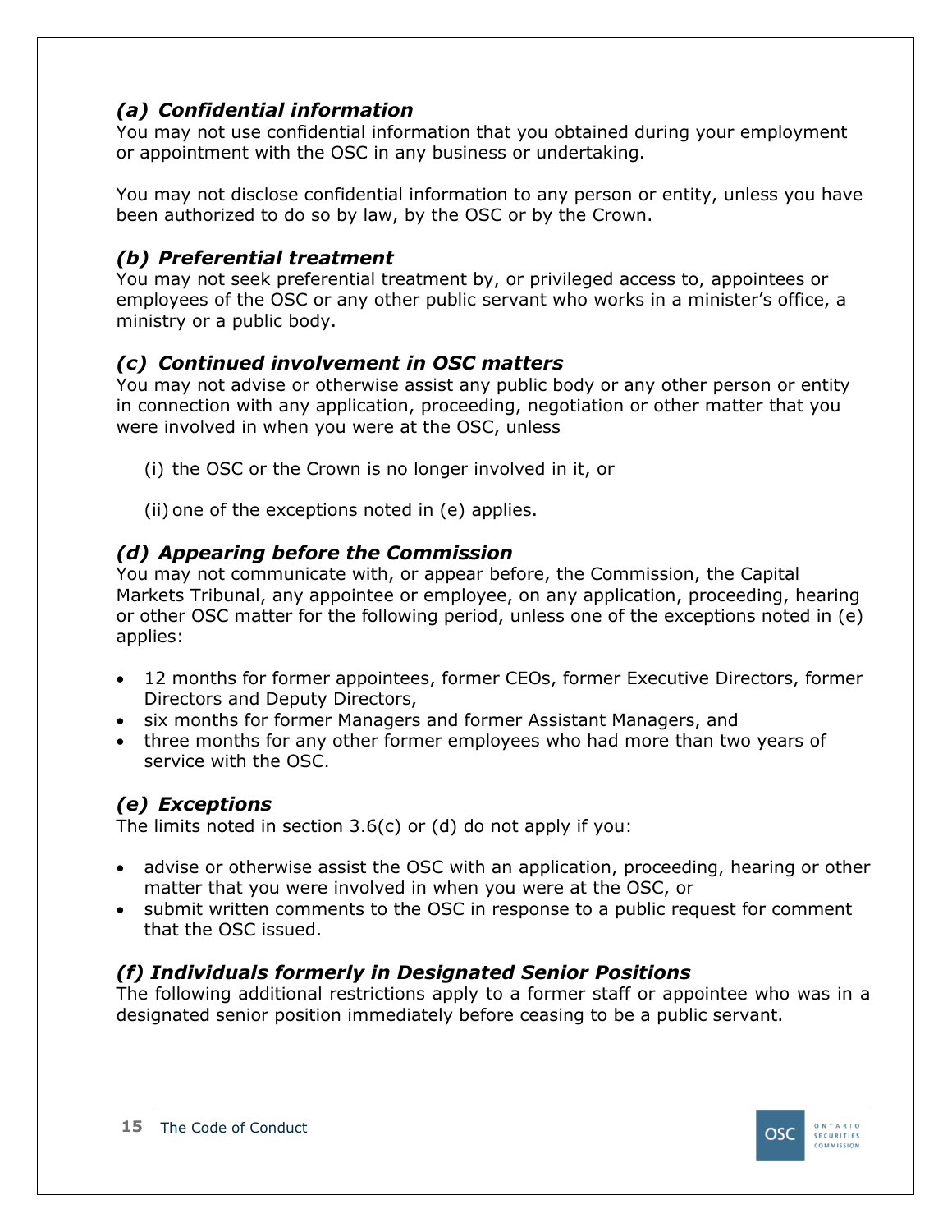### *(a) Confidential information*

You may not use confidential information that you obtained during your employment or appointment with the OSC in any business or undertaking.

You may not disclose confidential information to any person or entity, unless you have been authorized to do so by law, by the OSC or by the Crown.

### *(b) Preferential treatment*

You may not seek preferential treatment by, or privileged access to, appointees or employees of the OSC or any other public servant who works in a minister's office, a ministry or a public body.

### *(c) Continued involvement in OSC matters*

You may not advise or otherwise assist any public body or any other person or entity in connection with any application, proceeding, negotiation or other matter that you were involved in when you were at the OSC, unless

(i) the OSC or the Crown is no longer involved in it, or

(ii) one of the exceptions noted in (e) applies.

### *(d) Appearing before the Commission*

You may not communicate with, or appear before, the Commission, the Capital Markets Tribunal, any appointee or employee, on any application, proceeding, hearing or other OSC matter for the following period, unless one of the exceptions noted in (e) applies:

- 12 months for former appointees, former CEOs, former Executive Directors, former Directors and Deputy Directors,
- six months for former Managers and former Assistant Managers, and
- three months for any other former employees who had more than two years of service with the OSC.

### *(e) Exceptions*

The limits noted in section 3.6(c) or (d) do not apply if you:

- advise or otherwise assist the OSC with an application, proceeding, hearing or other matter that you were involved in when you were at the OSC, or
- submit written comments to the OSC in response to a public request for comment that the OSC issued.

### *(f) Individuals formerly in Designated Senior Positions*

The following additional restrictions apply to a former staff or appointee who was in a designated senior position immediately before ceasing to be a public servant.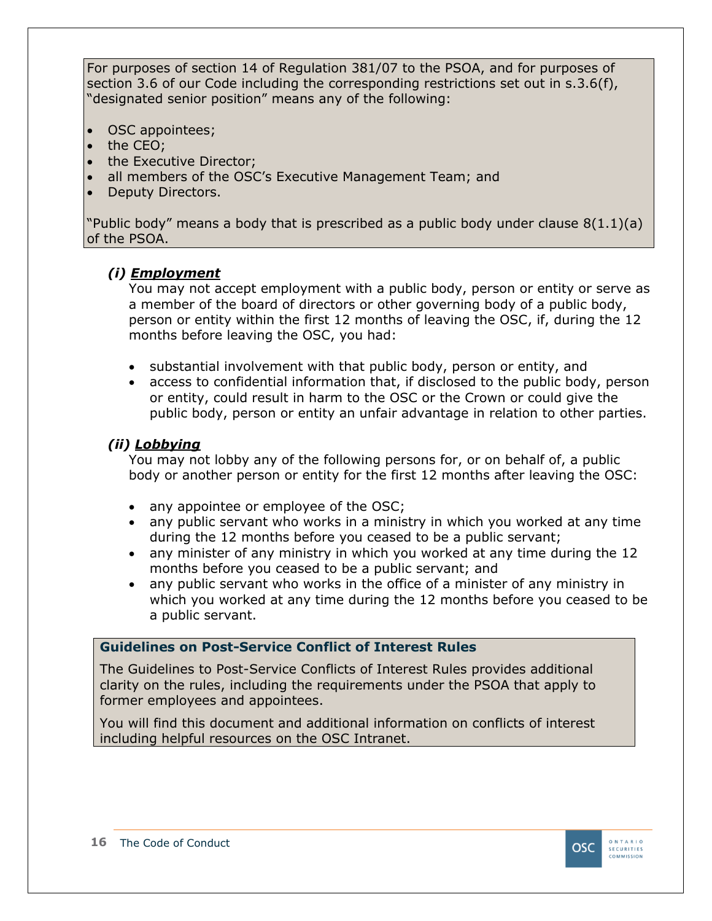For purposes of section 14 of Regulation 381/07 to the PSOA, and for purposes of section 3.6 of our Code including the corresponding restrictions set out in s.3.6(f), "designated senior position" means any of the following:

- OSC appointees;
- the CEO;
- the Executive Director;
- all members of the OSC's Executive Management Team; and
- Deputy Directors.

"Public body" means a body that is prescribed as a public body under clause 8(1.1)(a) of the PSOA.

***(i) Employment***

You may not accept employment with a public body, person or entity or serve as a member of the board of directors or other governing body of a public body, person or entity within the first 12 months of leaving the OSC, if, during the 12 months before leaving the OSC, you had:

- substantial involvement with that public body, person or entity, and
- access to confidential information that, if disclosed to the public body, person or entity, could result in harm to the OSC or the Crown or could give the public body, person or entity an unfair advantage in relation to other parties.

***(ii) Lobbying***

You may not lobby any of the following persons for, or on behalf of, a public body or another person or entity for the first 12 months after leaving the OSC:

- any appointee or employee of the OSC;
- any public servant who works in a ministry in which you worked at any time during the 12 months before you ceased to be a public servant;
- any minister of any ministry in which you worked at any time during the 12 months before you ceased to be a public servant; and
- any public servant who works in the office of a minister of any ministry in which you worked at any time during the 12 months before you ceased to be a public servant.

**Guidelines on Post-Service Conflict of Interest Rules**

The Guidelines to Post-Service Conflicts of Interest Rules provides additional clarity on the rules, including the requirements under the PSOA that apply to former employees and appointees.

You will find this document and additional information on conflicts of interest including helpful resources on the OSC Intranet.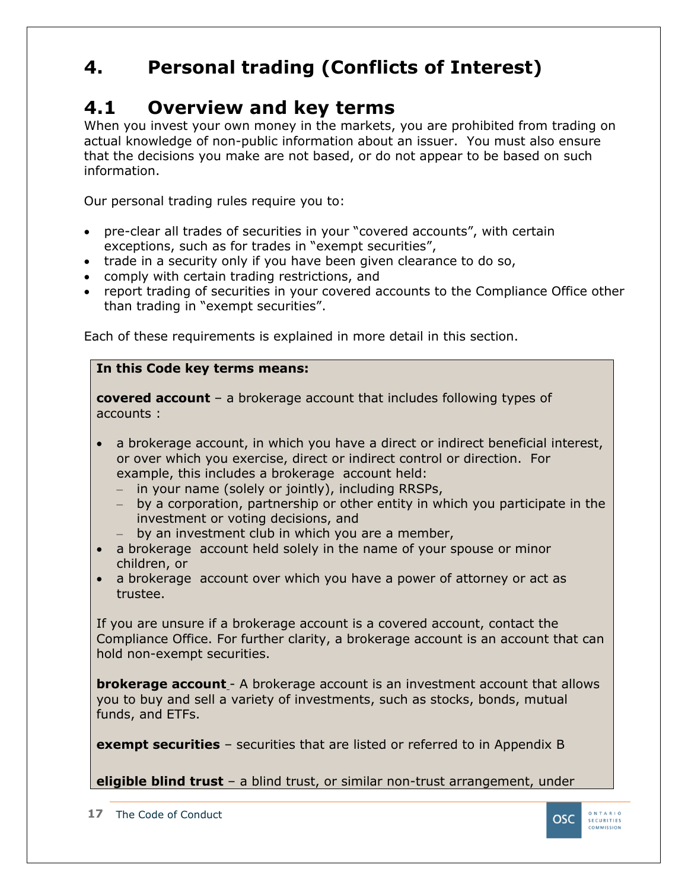# 4. Personal trading (Conflicts of Interest)

## 4.1 Overview and key terms

When you invest your own money in the markets, you are prohibited from trading on actual knowledge of non-public information about an issuer. You must also ensure that the decisions you make are not based, or do not appear to be based on such information.

Our personal trading rules require you to:

- pre-clear all trades of securities in your "covered accounts", with certain exceptions, such as for trades in "exempt securities",
- trade in a security only if you have been given clearance to do so,
- comply with certain trading restrictions, and
- report trading of securities in your covered accounts to the Compliance Office other than trading in "exempt securities".

Each of these requirements is explained in more detail in this section.

**In this Code key terms means:**

**covered account** – a brokerage account that includes following types of accounts :

- a brokerage account, in which you have a direct or indirect beneficial interest, or over which you exercise, direct or indirect control or direction. For example, this includes a brokerage account held:
  - in your name (solely or jointly), including RRSPs,
  - by a corporation, partnership or other entity in which you participate in the investment or voting decisions, and
  - by an investment club in which you are a member,
- a brokerage account held solely in the name of your spouse or minor children, or
- a brokerage account over which you have a power of attorney or act as trustee.

If you are unsure if a brokerage account is a covered account, contact the Compliance Office. For further clarity, a brokerage account is an account that can hold non-exempt securities.

**brokerage account** - A brokerage account is an investment account that allows you to buy and sell a variety of investments, such as stocks, bonds, mutual funds, and ETFs.

**exempt securities** – securities that are listed or referred to in Appendix B

**eligible blind trust** – a blind trust, or similar non-trust arrangement, under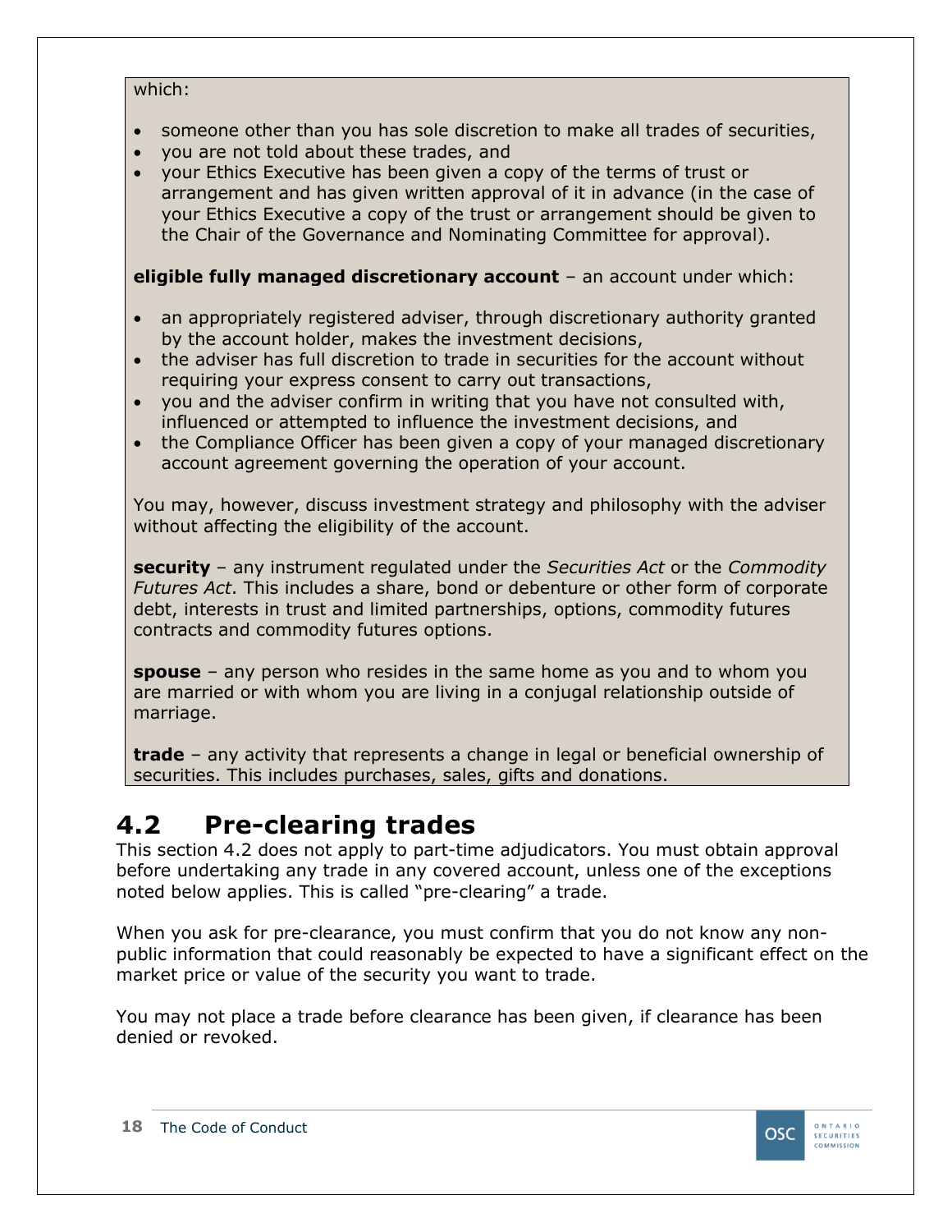which:

- someone other than you has sole discretion to make all trades of securities,
- you are not told about these trades, and
- your Ethics Executive has been given a copy of the terms of trust or arrangement and has given written approval of it in advance (in the case of your Ethics Executive a copy of the trust or arrangement should be given to the Chair of the Governance and Nominating Committee for approval).

**eligible fully managed discretionary account** – an account under which:

- an appropriately registered adviser, through discretionary authority granted by the account holder, makes the investment decisions,
- the adviser has full discretion to trade in securities for the account without requiring your express consent to carry out transactions,
- you and the adviser confirm in writing that you have not consulted with, influenced or attempted to influence the investment decisions, and
- the Compliance Officer has been given a copy of your managed discretionary account agreement governing the operation of your account.

You may, however, discuss investment strategy and philosophy with the adviser without affecting the eligibility of the account.

**security** – any instrument regulated under the *Securities Act* or the *Commodity Futures Act*. This includes a share, bond or debenture or other form of corporate debt, interests in trust and limited partnerships, options, commodity futures contracts and commodity futures options.

**spouse** – any person who resides in the same home as you and to whom you are married or with whom you are living in a conjugal relationship outside of marriage.

**trade** – any activity that represents a change in legal or beneficial ownership of securities. This includes purchases, sales, gifts and donations.

## 4.2 Pre-clearing trades

This section 4.2 does not apply to part-time adjudicators. You must obtain approval before undertaking any trade in any covered account, unless one of the exceptions noted below applies. This is called "pre-clearing" a trade.

When you ask for pre-clearance, you must confirm that you do not know any non-public information that could reasonably be expected to have a significant effect on the market price or value of the security you want to trade.

You may not place a trade before clearance has been given, if clearance has been denied or revoked.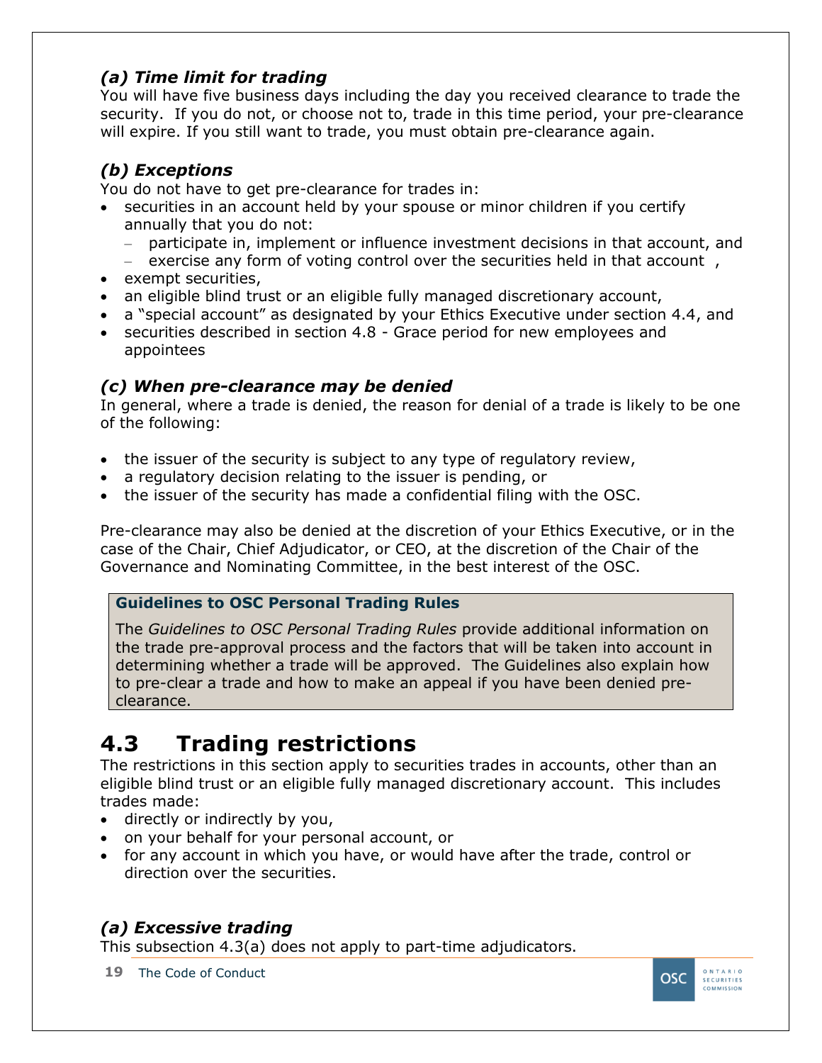### *(a) Time limit for trading*

You will have five business days including the day you received clearance to trade the security. If you do not, or choose not to, trade in this time period, your pre-clearance will expire. If you still want to trade, you must obtain pre-clearance again.

### *(b) Exceptions*

You do not have to get pre-clearance for trades in:

- securities in an account held by your spouse or minor children if you certify annually that you do not:
  - participate in, implement or influence investment decisions in that account, and
  - exercise any form of voting control over the securities held in that account ,
- exempt securities,
- an eligible blind trust or an eligible fully managed discretionary account,
- a "special account" as designated by your Ethics Executive under section 4.4, and
- securities described in section 4.8 - Grace period for new employees and appointees

### *(c) When pre-clearance may be denied*

In general, where a trade is denied, the reason for denial of a trade is likely to be one of the following:

- the issuer of the security is subject to any type of regulatory review,
- a regulatory decision relating to the issuer is pending, or
- the issuer of the security has made a confidential filing with the OSC.

Pre-clearance may also be denied at the discretion of your Ethics Executive, or in the case of the Chair, Chief Adjudicator, or CEO, at the discretion of the Chair of the Governance and Nominating Committee, in the best interest of the OSC.

> **Guidelines to OSC Personal Trading Rules**
>
> The *Guidelines to OSC Personal Trading Rules* provide additional information on the trade pre-approval process and the factors that will be taken into account in determining whether a trade will be approved. The Guidelines also explain how to pre-clear a trade and how to make an appeal if you have been denied pre-clearance.

## 4.3 Trading restrictions

The restrictions in this section apply to securities trades in accounts, other than an eligible blind trust or an eligible fully managed discretionary account. This includes trades made:

- directly or indirectly by you,
- on your behalf for your personal account, or
- for any account in which you have, or would have after the trade, control or direction over the securities.

### *(a) Excessive trading*

This subsection 4.3(a) does not apply to part-time adjudicators.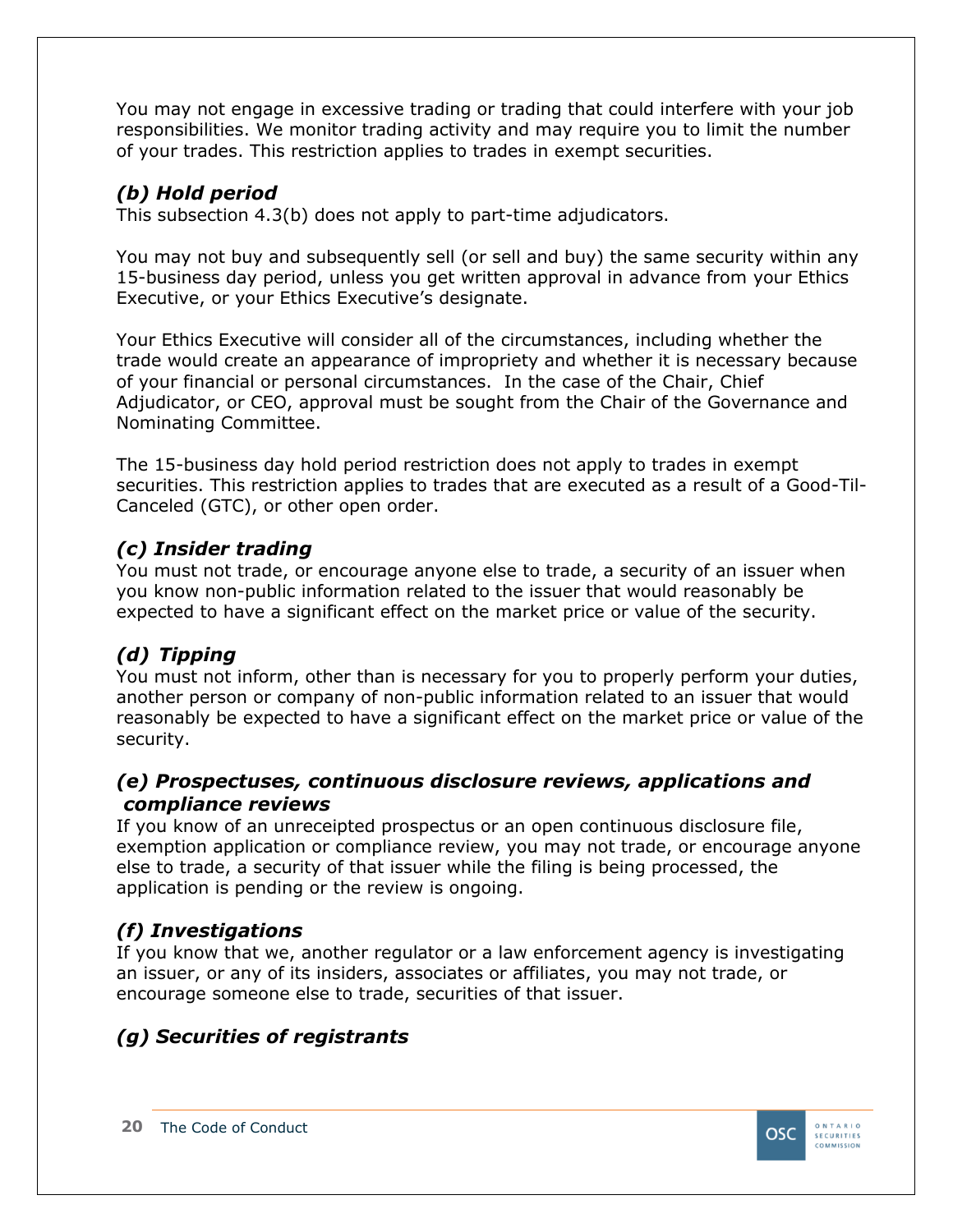You may not engage in excessive trading or trading that could interfere with your job responsibilities. We monitor trading activity and may require you to limit the number of your trades. This restriction applies to trades in exempt securities.

### *(b) Hold period*

This subsection 4.3(b) does not apply to part-time adjudicators.

You may not buy and subsequently sell (or sell and buy) the same security within any 15-business day period, unless you get written approval in advance from your Ethics Executive, or your Ethics Executive's designate.

Your Ethics Executive will consider all of the circumstances, including whether the trade would create an appearance of impropriety and whether it is necessary because of your financial or personal circumstances. In the case of the Chair, Chief Adjudicator, or CEO, approval must be sought from the Chair of the Governance and Nominating Committee.

The 15-business day hold period restriction does not apply to trades in exempt securities. This restriction applies to trades that are executed as a result of a Good-Til-Canceled (GTC), or other open order.

### *(c) Insider trading*

You must not trade, or encourage anyone else to trade, a security of an issuer when you know non-public information related to the issuer that would reasonably be expected to have a significant effect on the market price or value of the security.

### *(d) Tipping*

You must not inform, other than is necessary for you to properly perform your duties, another person or company of non-public information related to an issuer that would reasonably be expected to have a significant effect on the market price or value of the security.

### *(e) Prospectuses, continuous disclosure reviews, applications and compliance reviews*

If you know of an unreceipted prospectus or an open continuous disclosure file, exemption application or compliance review, you may not trade, or encourage anyone else to trade, a security of that issuer while the filing is being processed, the application is pending or the review is ongoing.

### *(f) Investigations*

If you know that we, another regulator or a law enforcement agency is investigating an issuer, or any of its insiders, associates or affiliates, you may not trade, or encourage someone else to trade, securities of that issuer.

### *(g) Securities of registrants*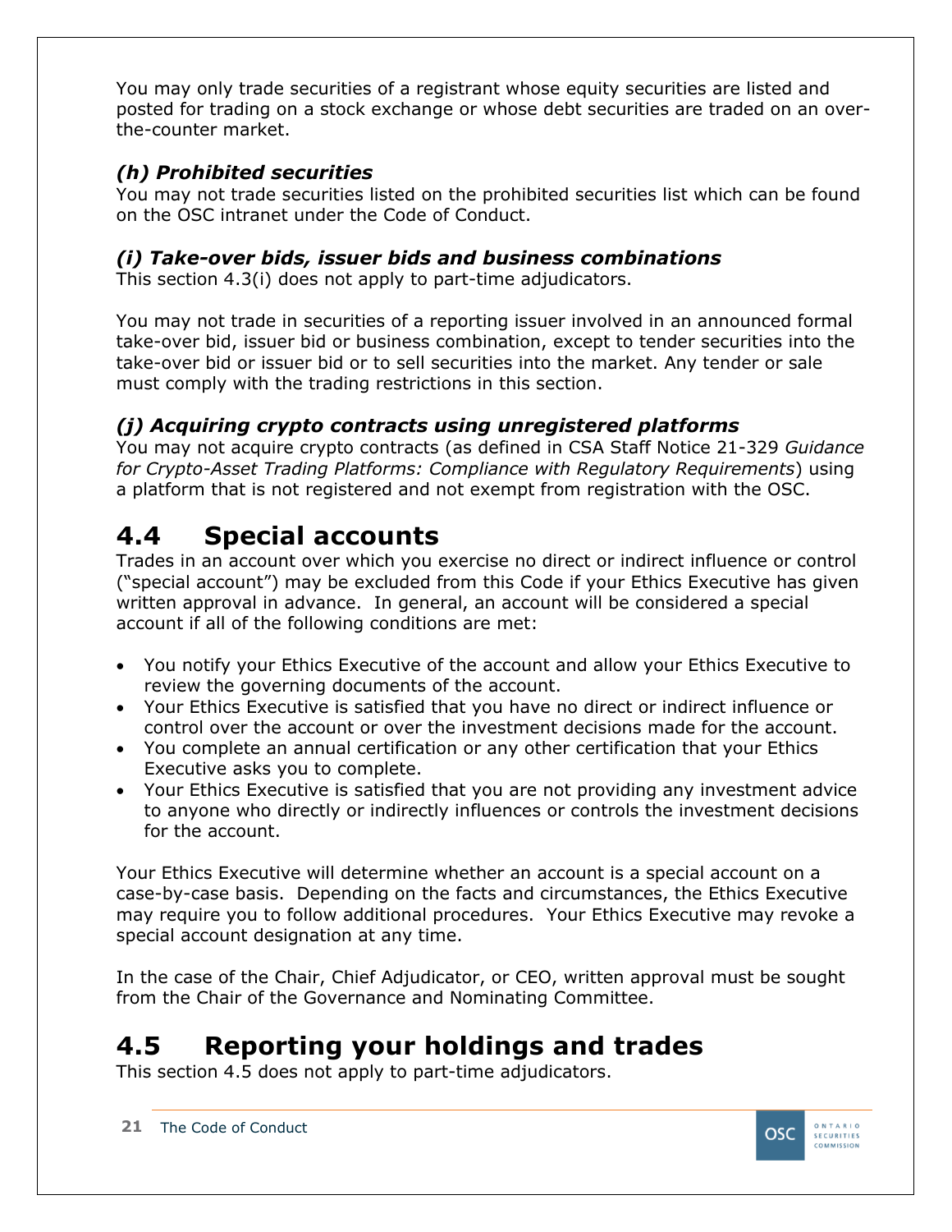You may only trade securities of a registrant whose equity securities are listed and posted for trading on a stock exchange or whose debt securities are traded on an over-the-counter market.

### *(h) Prohibited securities*

You may not trade securities listed on the prohibited securities list which can be found on the OSC intranet under the Code of Conduct.

### *(i) Take-over bids, issuer bids and business combinations*

This section 4.3(i) does not apply to part-time adjudicators.

You may not trade in securities of a reporting issuer involved in an announced formal take-over bid, issuer bid or business combination, except to tender securities into the take-over bid or issuer bid or to sell securities into the market. Any tender or sale must comply with the trading restrictions in this section.

### *(j) Acquiring crypto contracts using unregistered platforms*

You may not acquire crypto contracts (as defined in CSA Staff Notice 21-329 *Guidance for Crypto-Asset Trading Platforms: Compliance with Regulatory Requirements*) using a platform that is not registered and not exempt from registration with the OSC.

## 4.4 Special accounts

Trades in an account over which you exercise no direct or indirect influence or control ("special account") may be excluded from this Code if your Ethics Executive has given written approval in advance. In general, an account will be considered a special account if all of the following conditions are met:

- You notify your Ethics Executive of the account and allow your Ethics Executive to review the governing documents of the account.
- Your Ethics Executive is satisfied that you have no direct or indirect influence or control over the account or over the investment decisions made for the account.
- You complete an annual certification or any other certification that your Ethics Executive asks you to complete.
- Your Ethics Executive is satisfied that you are not providing any investment advice to anyone who directly or indirectly influences or controls the investment decisions for the account.

Your Ethics Executive will determine whether an account is a special account on a case-by-case basis. Depending on the facts and circumstances, the Ethics Executive may require you to follow additional procedures. Your Ethics Executive may revoke a special account designation at any time.

In the case of the Chair, Chief Adjudicator, or CEO, written approval must be sought from the Chair of the Governance and Nominating Committee.

## 4.5 Reporting your holdings and trades

This section 4.5 does not apply to part-time adjudicators.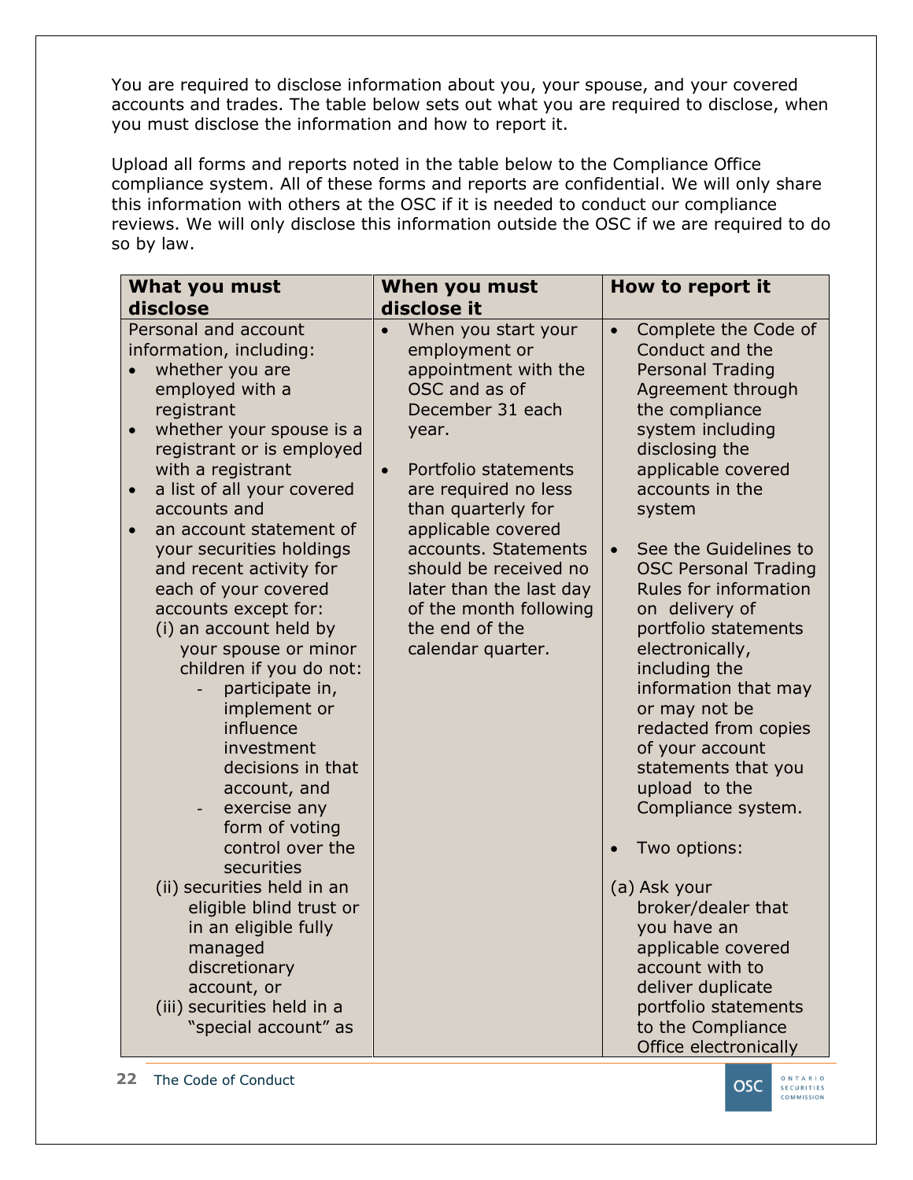You are required to disclose information about you, your spouse, and your covered accounts and trades. The table below sets out what you are required to disclose, when you must disclose the information and how to report it.

Upload all forms and reports noted in the table below to the Compliance Office compliance system. All of these forms and reports are confidential. We will only share this information with others at the OSC if it is needed to conduct our compliance reviews. We will only disclose this information outside the OSC if we are required to do so by law.

| What you must disclose | When you must disclose it | How to report it |
| --- | --- | --- |
| Personal and account information, including:<br>• whether you are employed with a registrant<br>• whether your spouse is a registrant or is employed with a registrant<br>• a list of all your covered accounts and<br>• an account statement of your securities holdings and recent activity for each of your covered accounts except for:<br>(i) an account held by your spouse or minor children if you do not:<br>- participate in, implement or influence investment decisions in that account, and<br>- exercise any form of voting control over the securities<br>(ii) securities held in an eligible blind trust or in an eligible fully managed discretionary account, or<br>(iii) securities held in a "special account" as | • When you start your employment or appointment with the OSC and as of December 31 each year.<br>• Portfolio statements are required no less than quarterly for applicable covered accounts. Statements should be received no later than the last day of the month following the end of the calendar quarter. | • Complete the Code of Conduct and the Personal Trading Agreement through the compliance system including disclosing the applicable covered accounts in the system<br>• See the Guidelines to OSC Personal Trading Rules for information on delivery of portfolio statements electronically, including the information that may or may not be redacted from copies of your account statements that you upload to the Compliance system.<br>• Two options:<br>(a) Ask your broker/dealer that you have an applicable covered account with to deliver duplicate portfolio statements to the Compliance Office electronically |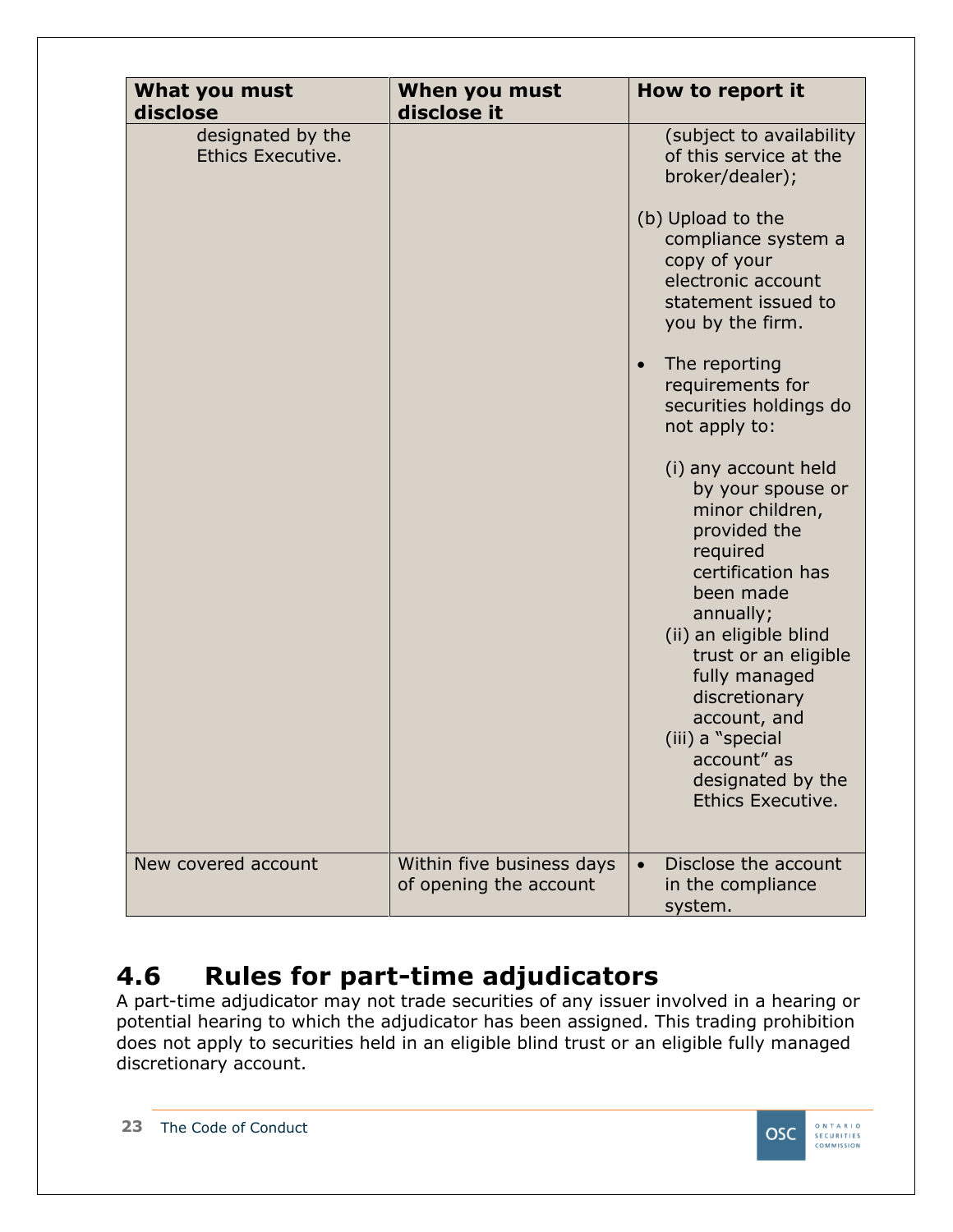| What you must disclose | When you must disclose it | How to report it |
|---|---|---|
| designated by the Ethics Executive. | | (subject to availability of this service at the broker/dealer);<br><br>(b) Upload to the compliance system a copy of your electronic account statement issued to you by the firm.<br><br>• The reporting requirements for securities holdings do not apply to:<br><br>(i) any account held by your spouse or minor children, provided the required certification has been made annually;<br>(ii) an eligible blind trust or an eligible fully managed discretionary account, and<br>(iii) a "special account" as designated by the Ethics Executive. |
| New covered account | Within five business days of opening the account | • Disclose the account in the compliance system. |

## 4.6 Rules for part-time adjudicators

A part-time adjudicator may not trade securities of any issuer involved in a hearing or potential hearing to which the adjudicator has been assigned. This trading prohibition does not apply to securities held in an eligible blind trust or an eligible fully managed discretionary account.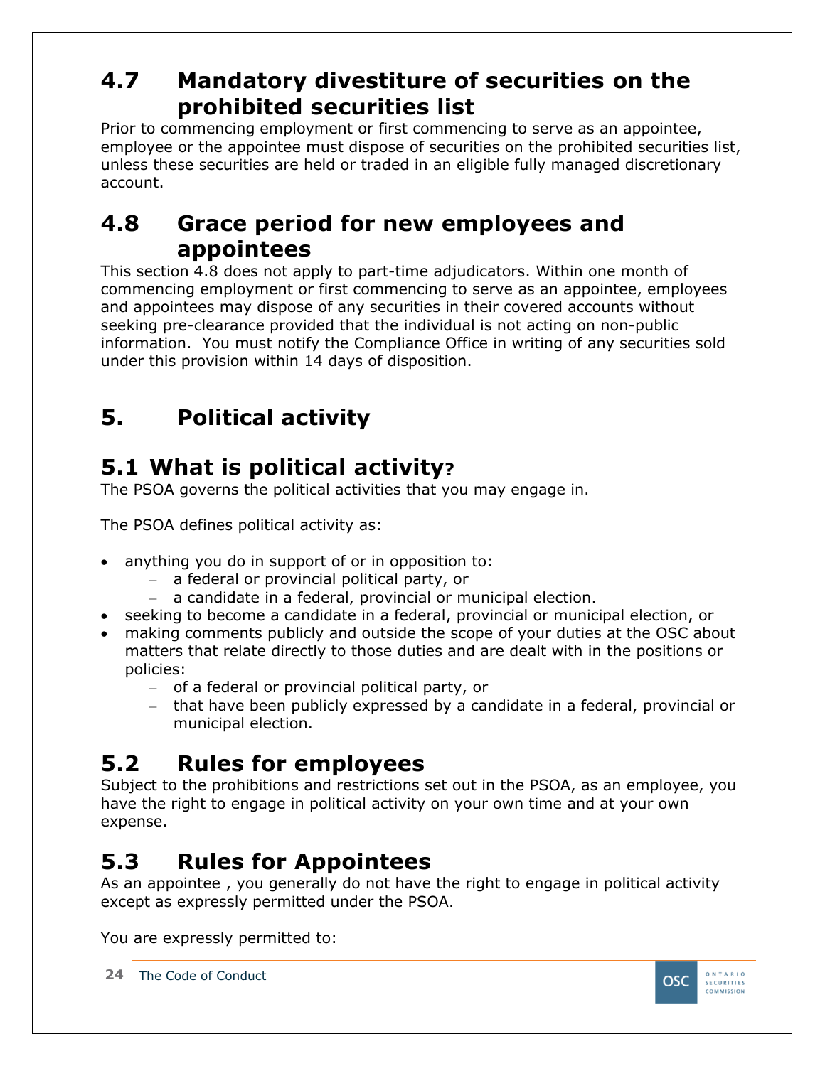## 4.7 Mandatory divestiture of securities on the prohibited securities list

Prior to commencing employment or first commencing to serve as an appointee, employee or the appointee must dispose of securities on the prohibited securities list, unless these securities are held or traded in an eligible fully managed discretionary account.

## 4.8 Grace period for new employees and appointees

This section 4.8 does not apply to part-time adjudicators. Within one month of commencing employment or first commencing to serve as an appointee, employees and appointees may dispose of any securities in their covered accounts without seeking pre-clearance provided that the individual is not acting on non-public information. You must notify the Compliance Office in writing of any securities sold under this provision within 14 days of disposition.

# 5. Political activity

## 5.1 What is political activity?

The PSOA governs the political activities that you may engage in.

The PSOA defines political activity as:

- anything you do in support of or in opposition to:
  - a federal or provincial political party, or
  - a candidate in a federal, provincial or municipal election.
- seeking to become a candidate in a federal, provincial or municipal election, or
- making comments publicly and outside the scope of your duties at the OSC about matters that relate directly to those duties and are dealt with in the positions or policies:
  - of a federal or provincial political party, or
  - that have been publicly expressed by a candidate in a federal, provincial or municipal election.

## 5.2 Rules for employees

Subject to the prohibitions and restrictions set out in the PSOA, as an employee, you have the right to engage in political activity on your own time and at your own expense.

## 5.3 Rules for Appointees

As an appointee , you generally do not have the right to engage in political activity except as expressly permitted under the PSOA.

You are expressly permitted to: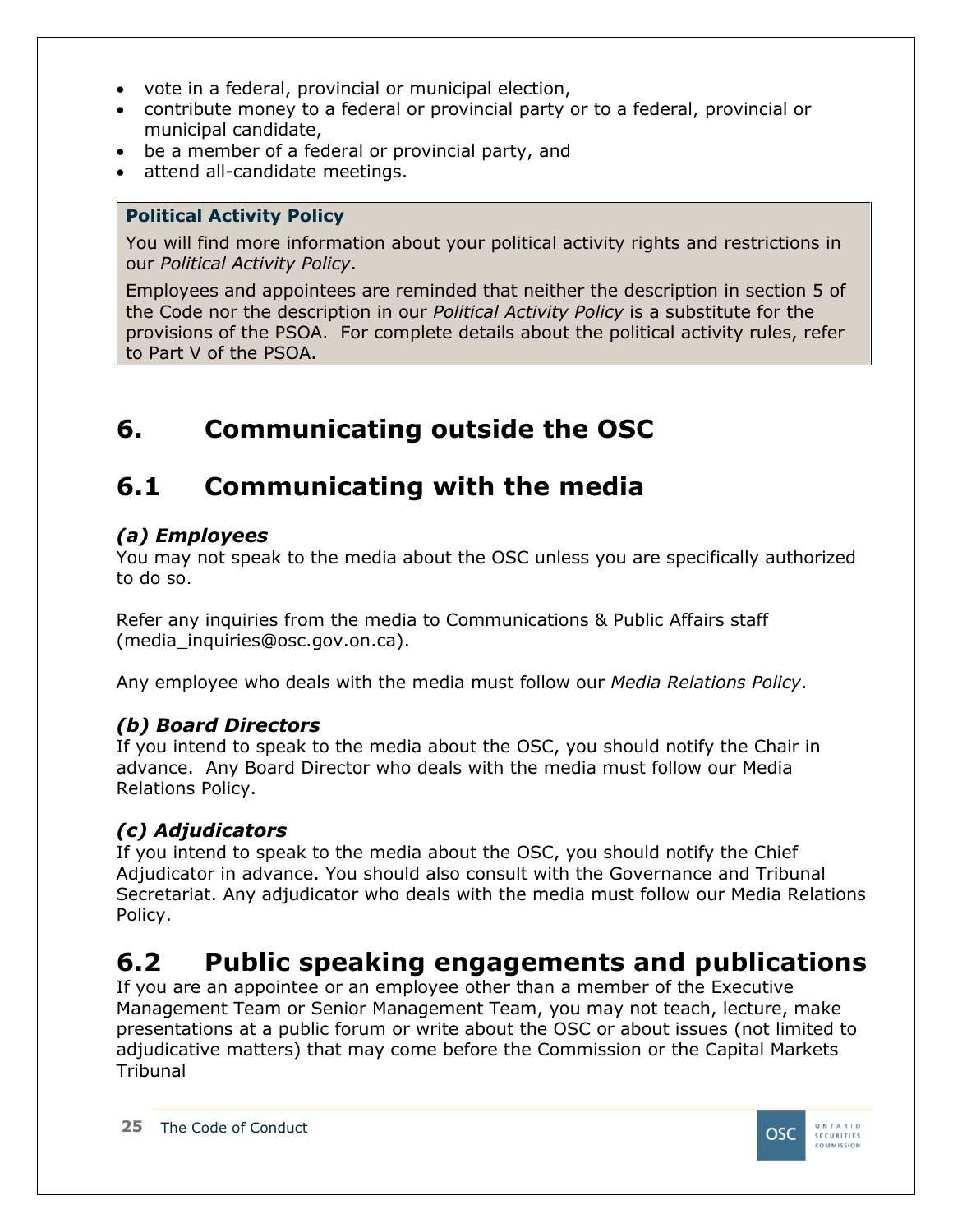- vote in a federal, provincial or municipal election,
- contribute money to a federal or provincial party or to a federal, provincial or municipal candidate,
- be a member of a federal or provincial party, and
- attend all-candidate meetings.

> **Political Activity Policy**
>
> You will find more information about your political activity rights and restrictions in our *Political Activity Policy*.
>
> Employees and appointees are reminded that neither the description in section 5 of the Code nor the description in our *Political Activity Policy* is a substitute for the provisions of the PSOA. For complete details about the political activity rules, refer to Part V of the PSOA.

# 6. Communicating outside the OSC

## 6.1 Communicating with the media

### *(a) Employees*

You may not speak to the media about the OSC unless you are specifically authorized to do so.

Refer any inquiries from the media to Communications & Public Affairs staff (media_inquiries@osc.gov.on.ca).

Any employee who deals with the media must follow our *Media Relations Policy*.

### *(b) Board Directors*

If you intend to speak to the media about the OSC, you should notify the Chair in advance. Any Board Director who deals with the media must follow our Media Relations Policy.

### *(c) Adjudicators*

If you intend to speak to the media about the OSC, you should notify the Chief Adjudicator in advance. You should also consult with the Governance and Tribunal Secretariat. Any adjudicator who deals with the media must follow our Media Relations Policy.

## 6.2 Public speaking engagements and publications

If you are an appointee or an employee other than a member of the Executive Management Team or Senior Management Team, you may not teach, lecture, make presentations at a public forum or write about the OSC or about issues (not limited to adjudicative matters) that may come before the Commission or the Capital Markets Tribunal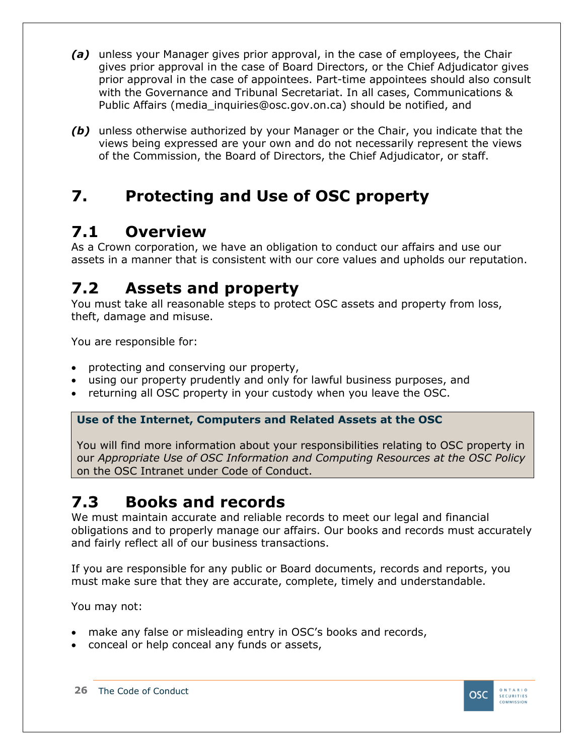***(a)*** unless your Manager gives prior approval, in the case of employees, the Chair gives prior approval in the case of Board Directors, or the Chief Adjudicator gives prior approval in the case of appointees. Part-time appointees should also consult with the Governance and Tribunal Secretariat. In all cases, Communications & Public Affairs (media_inquiries@osc.gov.on.ca) should be notified, and

***(b)*** unless otherwise authorized by your Manager or the Chair, you indicate that the views being expressed are your own and do not necessarily represent the views of the Commission, the Board of Directors, the Chief Adjudicator, or staff.

# 7. Protecting and Use of OSC property

## 7.1 Overview

As a Crown corporation, we have an obligation to conduct our affairs and use our assets in a manner that is consistent with our core values and upholds our reputation.

## 7.2 Assets and property

You must take all reasonable steps to protect OSC assets and property from loss, theft, damage and misuse.

You are responsible for:

- protecting and conserving our property,
- using our property prudently and only for lawful business purposes, and
- returning all OSC property in your custody when you leave the OSC.

**Use of the Internet, Computers and Related Assets at the OSC**

You will find more information about your responsibilities relating to OSC property in our *Appropriate Use of OSC Information and Computing Resources at the OSC Policy* on the OSC Intranet under Code of Conduct.

## 7.3 Books and records

We must maintain accurate and reliable records to meet our legal and financial obligations and to properly manage our affairs. Our books and records must accurately and fairly reflect all of our business transactions.

If you are responsible for any public or Board documents, records and reports, you must make sure that they are accurate, complete, timely and understandable.

You may not:

- make any false or misleading entry in OSC's books and records,
- conceal or help conceal any funds or assets,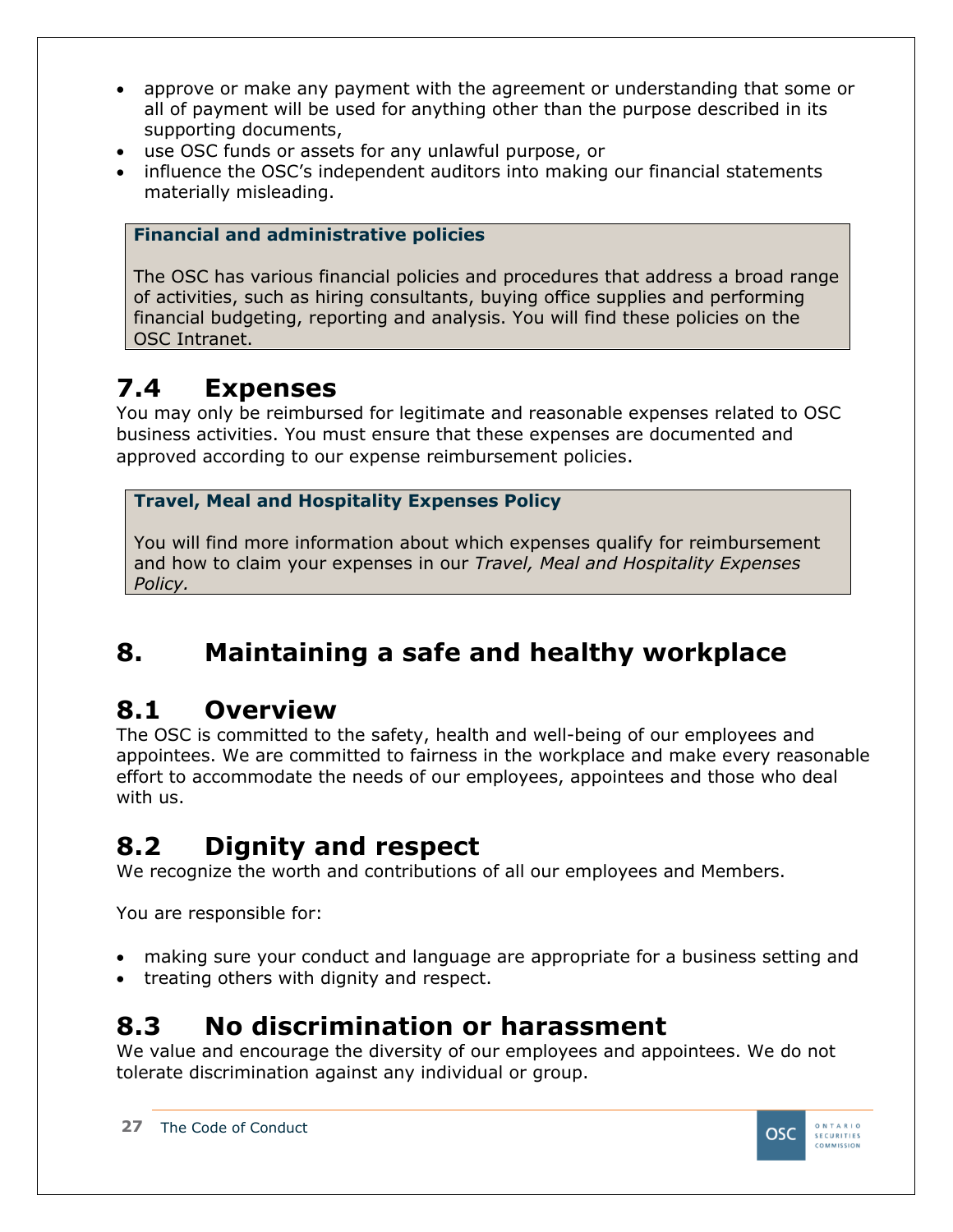- approve or make any payment with the agreement or understanding that some or all of payment will be used for anything other than the purpose described in its supporting documents,
- use OSC funds or assets for any unlawful purpose, or
- influence the OSC's independent auditors into making our financial statements materially misleading.

> **Financial and administrative policies**
>
> The OSC has various financial policies and procedures that address a broad range of activities, such as hiring consultants, buying office supplies and performing financial budgeting, reporting and analysis. You will find these policies on the OSC Intranet.

## 7.4 Expenses

You may only be reimbursed for legitimate and reasonable expenses related to OSC business activities. You must ensure that these expenses are documented and approved according to our expense reimbursement policies.

> **Travel, Meal and Hospitality Expenses Policy**
>
> You will find more information about which expenses qualify for reimbursement and how to claim your expenses in our *Travel, Meal and Hospitality Expenses Policy.*

# 8. Maintaining a safe and healthy workplace

## 8.1 Overview

The OSC is committed to the safety, health and well-being of our employees and appointees. We are committed to fairness in the workplace and make every reasonable effort to accommodate the needs of our employees, appointees and those who deal with us.

## 8.2 Dignity and respect

We recognize the worth and contributions of all our employees and Members.

You are responsible for:

- making sure your conduct and language are appropriate for a business setting and
- treating others with dignity and respect.

## 8.3 No discrimination or harassment

We value and encourage the diversity of our employees and appointees. We do not tolerate discrimination against any individual or group.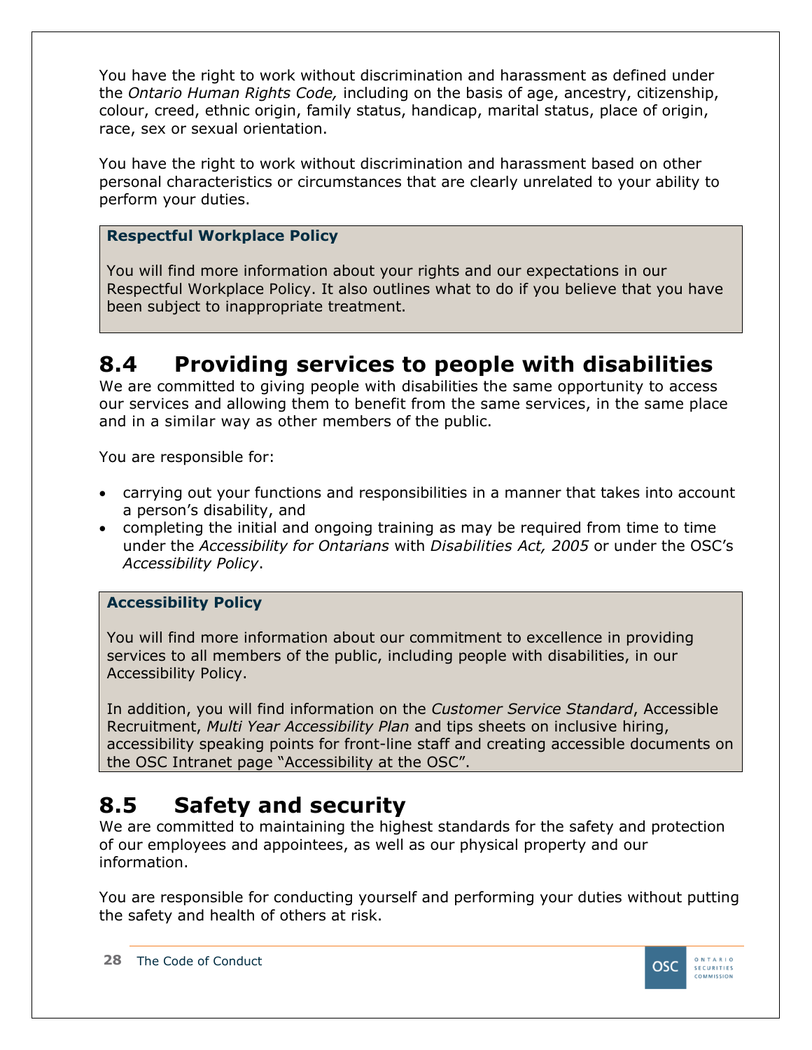You have the right to work without discrimination and harassment as defined under the *Ontario Human Rights Code,* including on the basis of age, ancestry, citizenship, colour, creed, ethnic origin, family status, handicap, marital status, place of origin, race, sex or sexual orientation.

You have the right to work without discrimination and harassment based on other personal characteristics or circumstances that are clearly unrelated to your ability to perform your duties.

> **Respectful Workplace Policy**
>
> You will find more information about your rights and our expectations in our Respectful Workplace Policy. It also outlines what to do if you believe that you have been subject to inappropriate treatment.

## 8.4 Providing services to people with disabilities

We are committed to giving people with disabilities the same opportunity to access our services and allowing them to benefit from the same services, in the same place and in a similar way as other members of the public.

You are responsible for:

- carrying out your functions and responsibilities in a manner that takes into account a person's disability, and
- completing the initial and ongoing training as may be required from time to time under the *Accessibility for Ontarians* with *Disabilities Act, 2005* or under the OSC's *Accessibility Policy*.

> **Accessibility Policy**
>
> You will find more information about our commitment to excellence in providing services to all members of the public, including people with disabilities, in our Accessibility Policy.
>
> In addition, you will find information on the *Customer Service Standard*, Accessible Recruitment, *Multi Year Accessibility Plan* and tips sheets on inclusive hiring, accessibility speaking points for front-line staff and creating accessible documents on the OSC Intranet page "Accessibility at the OSC".

## 8.5 Safety and security

We are committed to maintaining the highest standards for the safety and protection of our employees and appointees, as well as our physical property and our information.

You are responsible for conducting yourself and performing your duties without putting the safety and health of others at risk.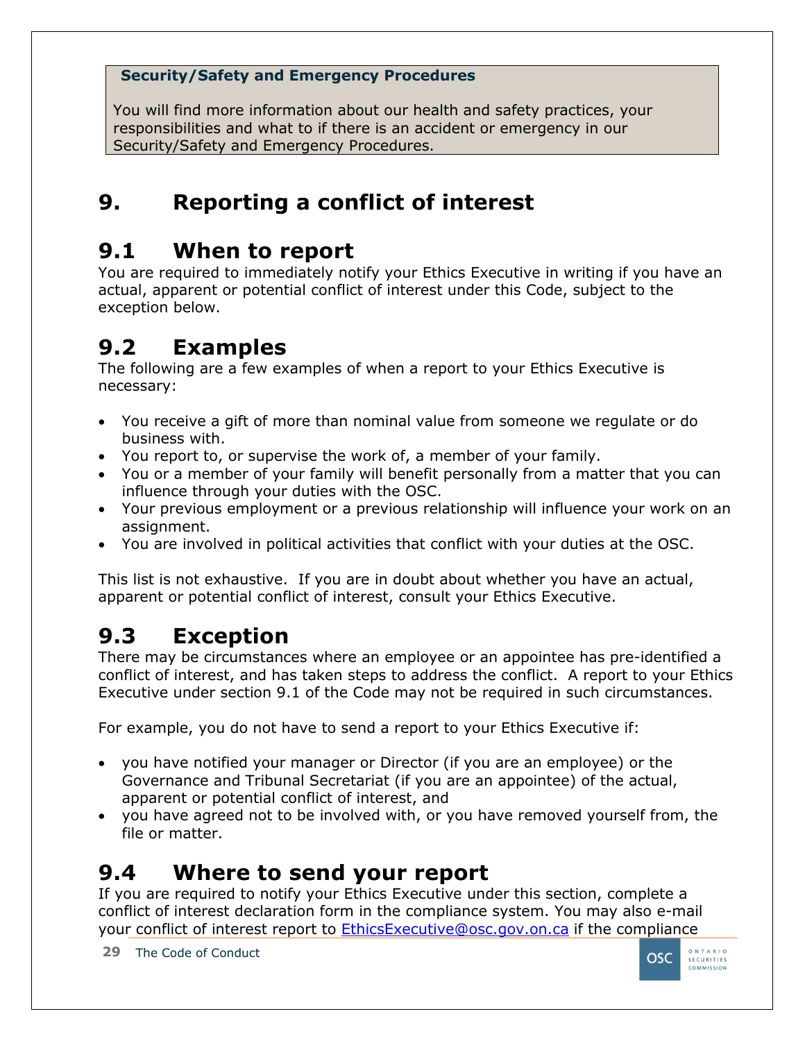**Security/Safety and Emergency Procedures**

You will find more information about our health and safety practices, your responsibilities and what to if there is an accident or emergency in our Security/Safety and Emergency Procedures.

# 9. Reporting a conflict of interest

## 9.1 When to report

You are required to immediately notify your Ethics Executive in writing if you have an actual, apparent or potential conflict of interest under this Code, subject to the exception below.

## 9.2 Examples

The following are a few examples of when a report to your Ethics Executive is necessary:

- You receive a gift of more than nominal value from someone we regulate or do business with.
- You report to, or supervise the work of, a member of your family.
- You or a member of your family will benefit personally from a matter that you can influence through your duties with the OSC.
- Your previous employment or a previous relationship will influence your work on an assignment.
- You are involved in political activities that conflict with your duties at the OSC.

This list is not exhaustive. If you are in doubt about whether you have an actual, apparent or potential conflict of interest, consult your Ethics Executive.

## 9.3 Exception

There may be circumstances where an employee or an appointee has pre-identified a conflict of interest, and has taken steps to address the conflict. A report to your Ethics Executive under section 9.1 of the Code may not be required in such circumstances.

For example, you do not have to send a report to your Ethics Executive if:

- you have notified your manager or Director (if you are an employee) or the Governance and Tribunal Secretariat (if you are an appointee) of the actual, apparent or potential conflict of interest, and
- you have agreed not to be involved with, or you have removed yourself from, the file or matter.

## 9.4 Where to send your report

If you are required to notify your Ethics Executive under this section, complete a conflict of interest declaration form in the compliance system. You may also e-mail your conflict of interest report to EthicsExecutive@osc.gov.on.ca if the compliance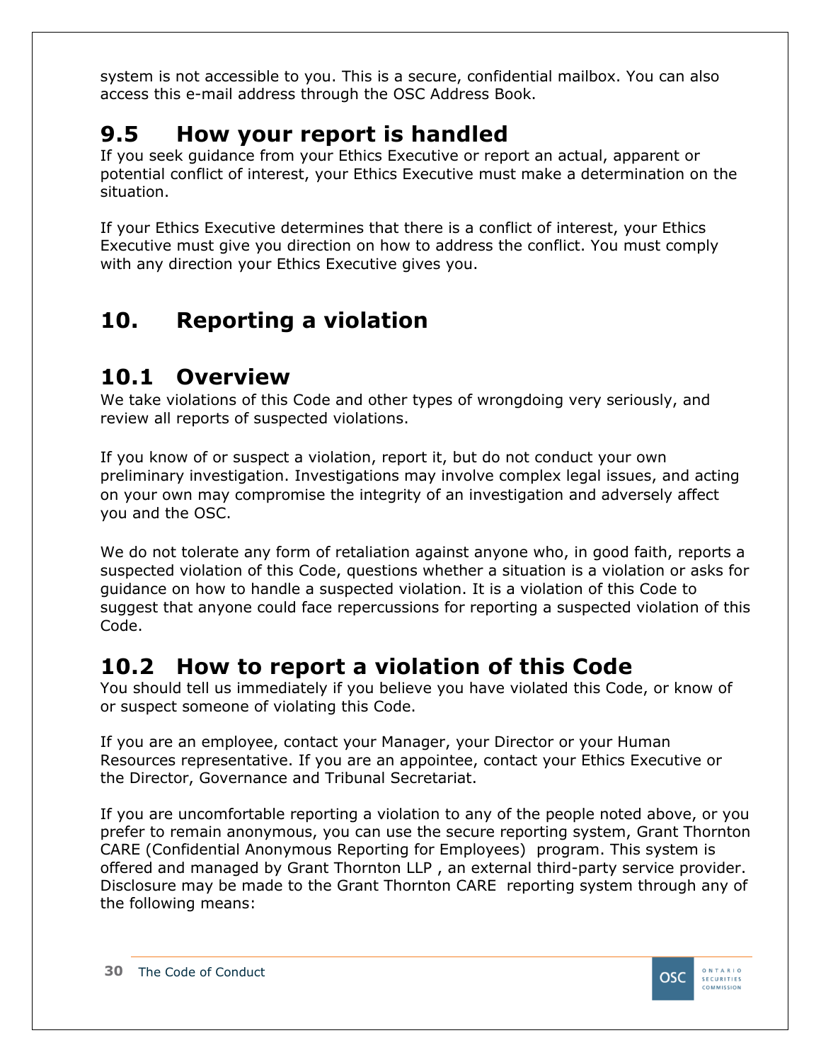system is not accessible to you. This is a secure, confidential mailbox. You can also access this e-mail address through the OSC Address Book.

## 9.5 How your report is handled

If you seek guidance from your Ethics Executive or report an actual, apparent or potential conflict of interest, your Ethics Executive must make a determination on the situation.

If your Ethics Executive determines that there is a conflict of interest, your Ethics Executive must give you direction on how to address the conflict. You must comply with any direction your Ethics Executive gives you.

# 10. Reporting a violation

## 10.1 Overview

We take violations of this Code and other types of wrongdoing very seriously, and review all reports of suspected violations.

If you know of or suspect a violation, report it, but do not conduct your own preliminary investigation. Investigations may involve complex legal issues, and acting on your own may compromise the integrity of an investigation and adversely affect you and the OSC.

We do not tolerate any form of retaliation against anyone who, in good faith, reports a suspected violation of this Code, questions whether a situation is a violation or asks for guidance on how to handle a suspected violation. It is a violation of this Code to suggest that anyone could face repercussions for reporting a suspected violation of this Code.

## 10.2 How to report a violation of this Code

You should tell us immediately if you believe you have violated this Code, or know of or suspect someone of violating this Code.

If you are an employee, contact your Manager, your Director or your Human Resources representative. If you are an appointee, contact your Ethics Executive or the Director, Governance and Tribunal Secretariat.

If you are uncomfortable reporting a violation to any of the people noted above, or you prefer to remain anonymous, you can use the secure reporting system, Grant Thornton CARE (Confidential Anonymous Reporting for Employees) program. This system is offered and managed by Grant Thornton LLP , an external third-party service provider. Disclosure may be made to the Grant Thornton CARE reporting system through any of the following means: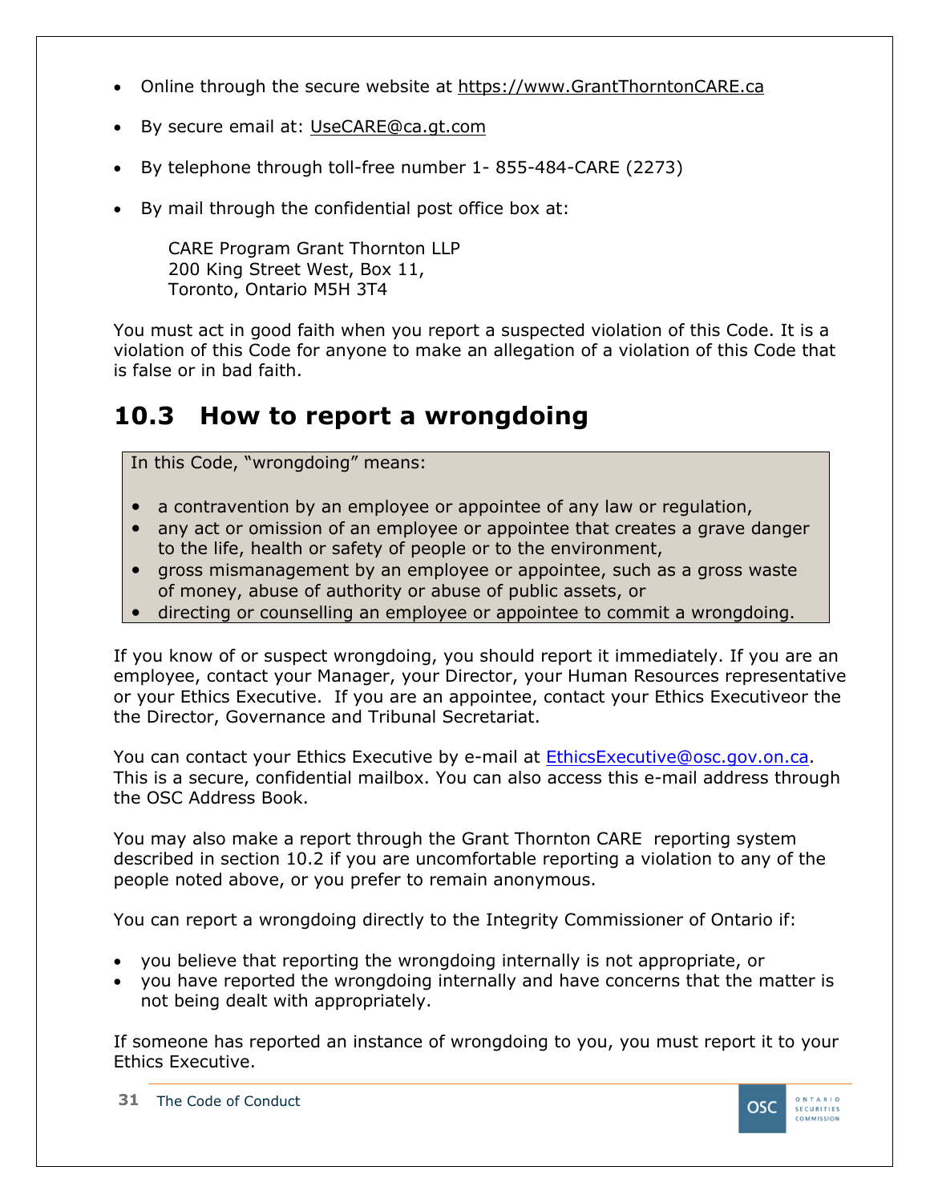- Online through the secure website at https://www.GrantThorntonCARE.ca
- By secure email at: UseCARE@ca.gt.com
- By telephone through toll-free number 1- 855-484-CARE (2273)
- By mail through the confidential post office box at:

  CARE Program Grant Thornton LLP
  200 King Street West, Box 11,
  Toronto, Ontario M5H 3T4

You must act in good faith when you report a suspected violation of this Code. It is a violation of this Code for anyone to make an allegation of a violation of this Code that is false or in bad faith.

## 10.3 How to report a wrongdoing

In this Code, "wrongdoing" means:

- a contravention by an employee or appointee of any law or regulation,
- any act or omission of an employee or appointee that creates a grave danger to the life, health or safety of people or to the environment,
- gross mismanagement by an employee or appointee, such as a gross waste of money, abuse of authority or abuse of public assets, or
- directing or counselling an employee or appointee to commit a wrongdoing.

If you know of or suspect wrongdoing, you should report it immediately. If you are an employee, contact your Manager, your Director, your Human Resources representative or your Ethics Executive. If you are an appointee, contact your Ethics Executiveor the the Director, Governance and Tribunal Secretariat.

You can contact your Ethics Executive by e-mail at EthicsExecutive@osc.gov.on.ca. This is a secure, confidential mailbox. You can also access this e-mail address through the OSC Address Book.

You may also make a report through the Grant Thornton CARE reporting system described in section 10.2 if you are uncomfortable reporting a violation to any of the people noted above, or you prefer to remain anonymous.

You can report a wrongdoing directly to the Integrity Commissioner of Ontario if:

- you believe that reporting the wrongdoing internally is not appropriate, or
- you have reported the wrongdoing internally and have concerns that the matter is not being dealt with appropriately.

If someone has reported an instance of wrongdoing to you, you must report it to your Ethics Executive.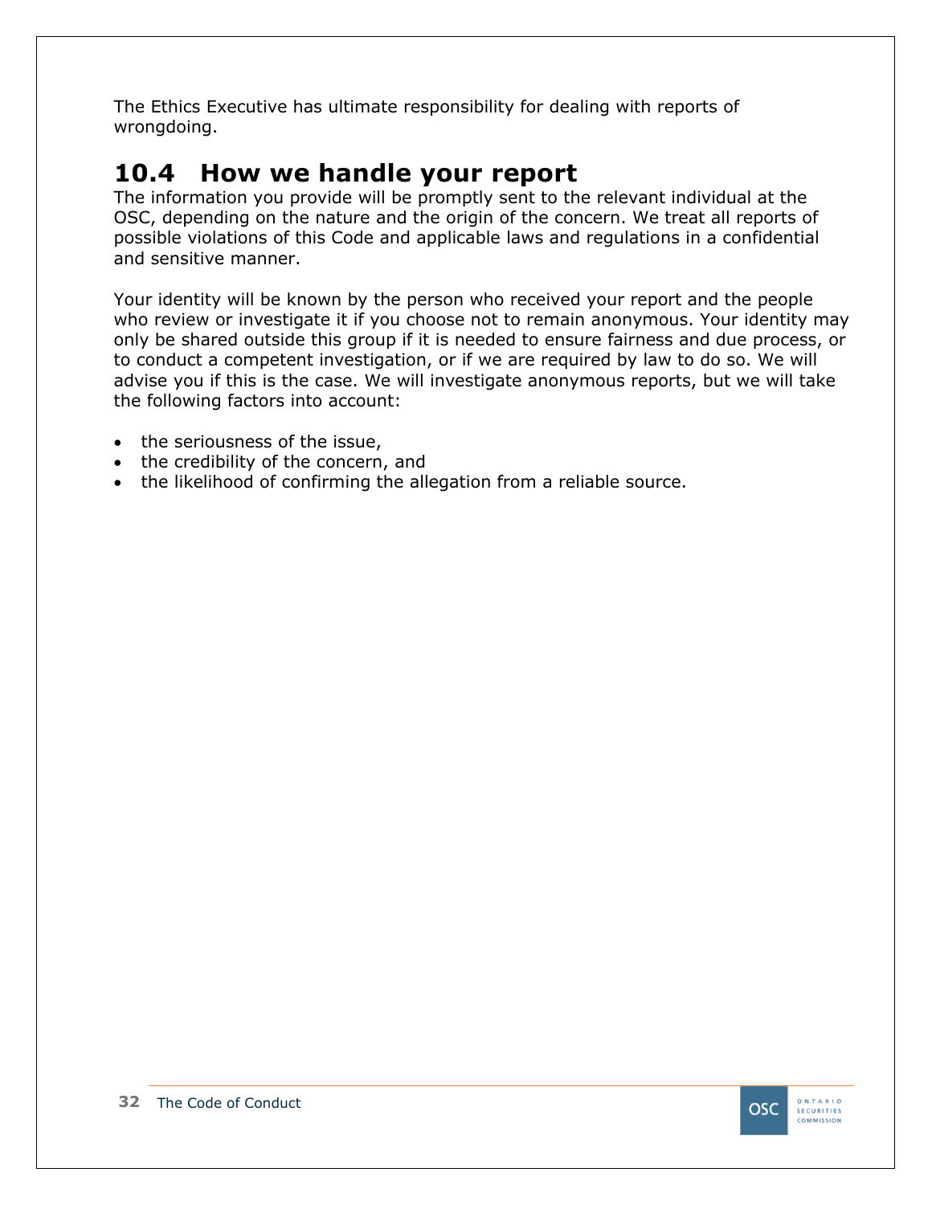The Ethics Executive has ultimate responsibility for dealing with reports of wrongdoing.

## 10.4 How we handle your report

The information you provide will be promptly sent to the relevant individual at the OSC, depending on the nature and the origin of the concern. We treat all reports of possible violations of this Code and applicable laws and regulations in a confidential and sensitive manner.

Your identity will be known by the person who received your report and the people who review or investigate it if you choose not to remain anonymous. Your identity may only be shared outside this group if it is needed to ensure fairness and due process, or to conduct a competent investigation, or if we are required by law to do so. We will advise you if this is the case. We will investigate anonymous reports, but we will take the following factors into account:

- the seriousness of the issue,
- the credibility of the concern, and
- the likelihood of confirming the allegation from a reliable source.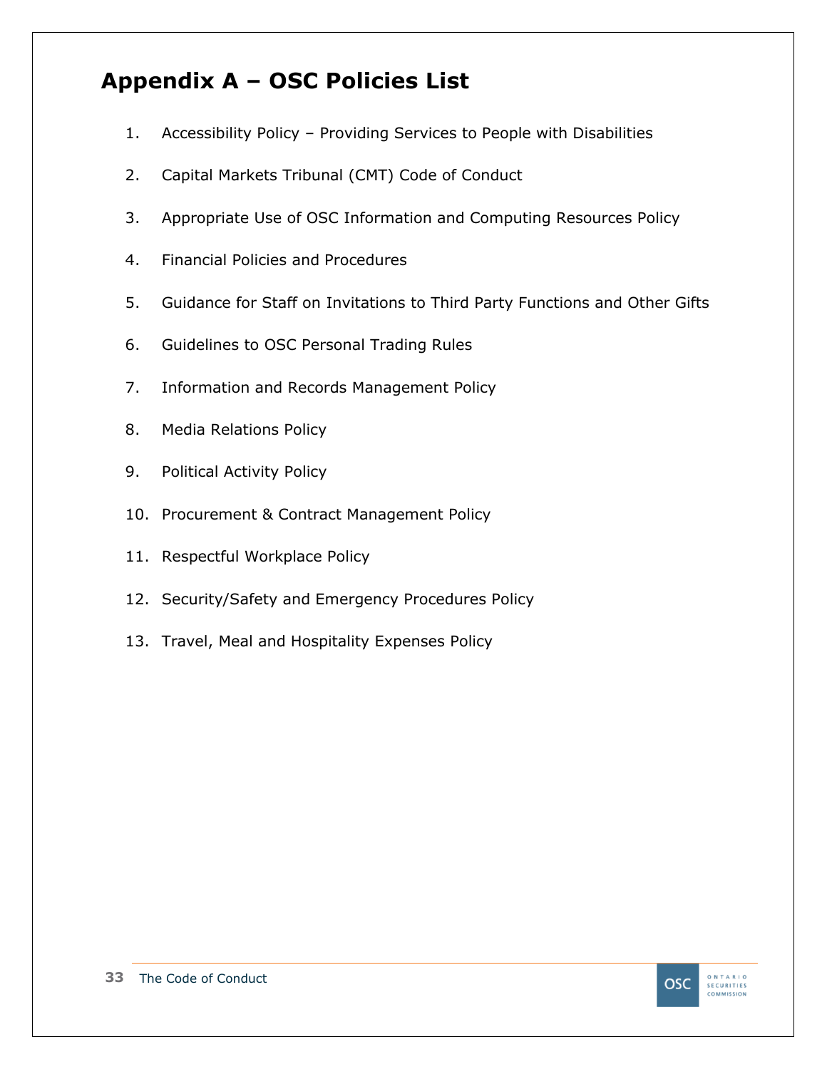# Appendix A – OSC Policies List

1. Accessibility Policy – Providing Services to People with Disabilities
2. Capital Markets Tribunal (CMT) Code of Conduct
3. Appropriate Use of OSC Information and Computing Resources Policy
4. Financial Policies and Procedures
5. Guidance for Staff on Invitations to Third Party Functions and Other Gifts
6. Guidelines to OSC Personal Trading Rules
7. Information and Records Management Policy
8. Media Relations Policy
9. Political Activity Policy
10. Procurement & Contract Management Policy
11. Respectful Workplace Policy
12. Security/Safety and Emergency Procedures Policy
13. Travel, Meal and Hospitality Expenses Policy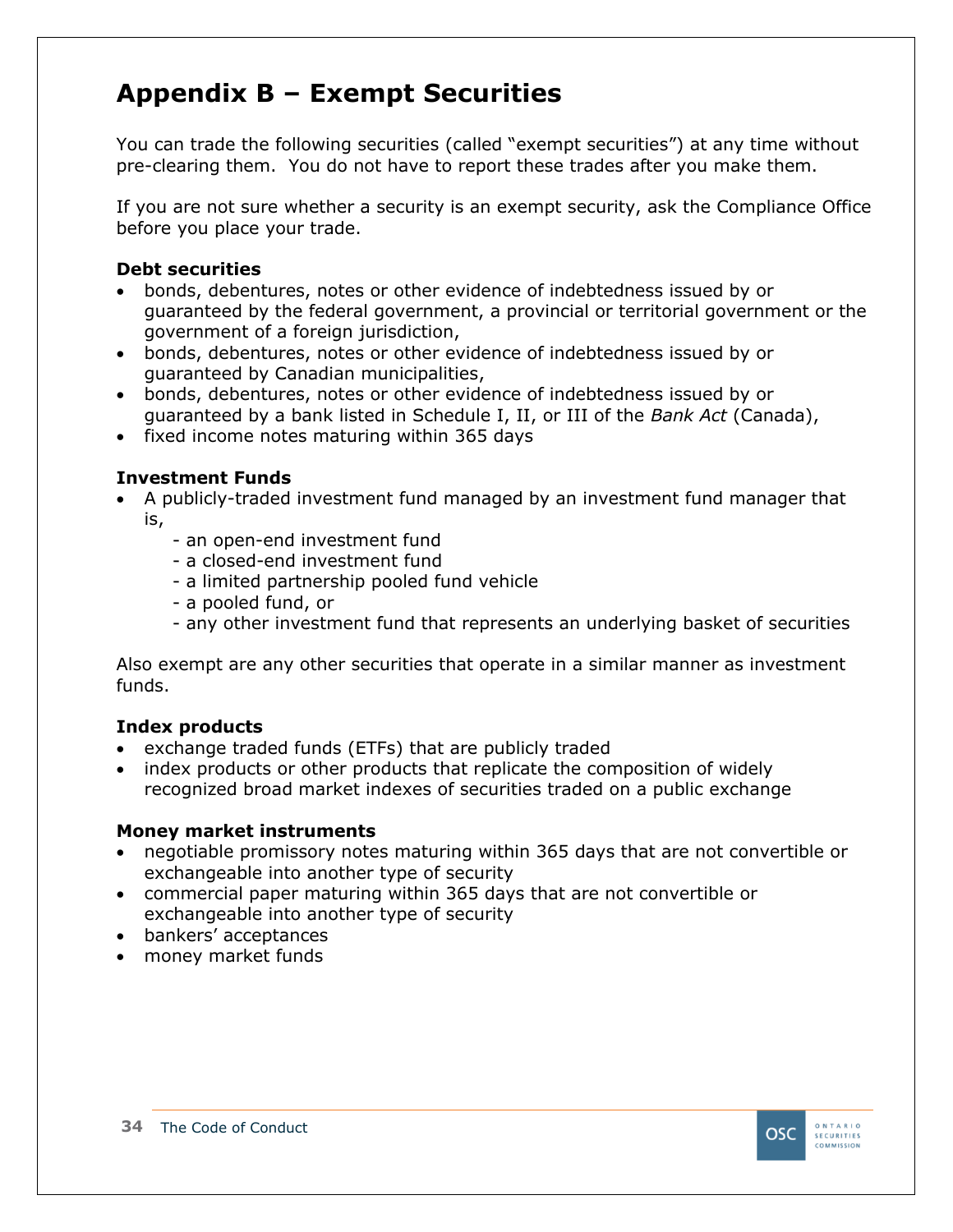# Appendix B – Exempt Securities

You can trade the following securities (called "exempt securities") at any time without pre-clearing them. You do not have to report these trades after you make them.

If you are not sure whether a security is an exempt security, ask the Compliance Office before you place your trade.

**Debt securities**

- bonds, debentures, notes or other evidence of indebtedness issued by or guaranteed by the federal government, a provincial or territorial government or the government of a foreign jurisdiction,
- bonds, debentures, notes or other evidence of indebtedness issued by or guaranteed by Canadian municipalities,
- bonds, debentures, notes or other evidence of indebtedness issued by or guaranteed by a bank listed in Schedule I, II, or III of the *Bank Act* (Canada),
- fixed income notes maturing within 365 days

**Investment Funds**

- A publicly-traded investment fund managed by an investment fund manager that is,
  - an open-end investment fund
  - a closed-end investment fund
  - a limited partnership pooled fund vehicle
  - a pooled fund, or
  - any other investment fund that represents an underlying basket of securities

Also exempt are any other securities that operate in a similar manner as investment funds.

**Index products**

- exchange traded funds (ETFs) that are publicly traded
- index products or other products that replicate the composition of widely recognized broad market indexes of securities traded on a public exchange

**Money market instruments**

- negotiable promissory notes maturing within 365 days that are not convertible or exchangeable into another type of security
- commercial paper maturing within 365 days that are not convertible or exchangeable into another type of security
- bankers' acceptances
- money market funds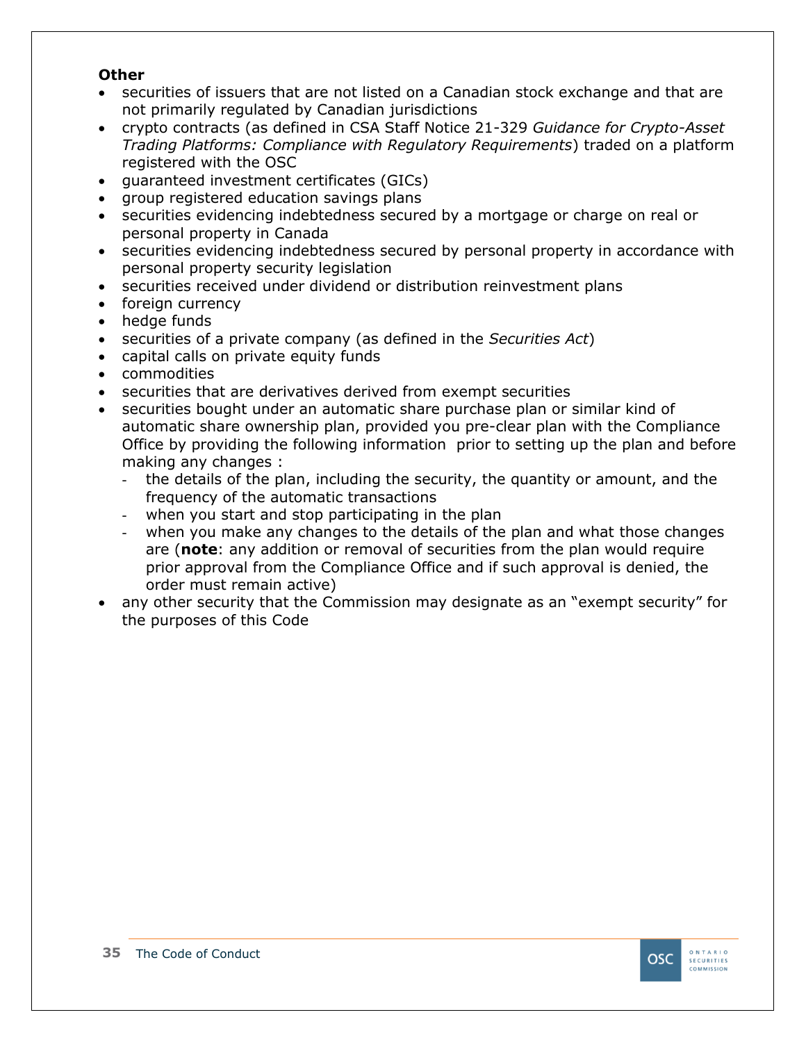**Other**

- securities of issuers that are not listed on a Canadian stock exchange and that are not primarily regulated by Canadian jurisdictions
- crypto contracts (as defined in CSA Staff Notice 21-329 *Guidance for Crypto-Asset Trading Platforms: Compliance with Regulatory Requirements*) traded on a platform registered with the OSC
- guaranteed investment certificates (GICs)
- group registered education savings plans
- securities evidencing indebtedness secured by a mortgage or charge on real or personal property in Canada
- securities evidencing indebtedness secured by personal property in accordance with personal property security legislation
- securities received under dividend or distribution reinvestment plans
- foreign currency
- hedge funds
- securities of a private company (as defined in the *Securities Act*)
- capital calls on private equity funds
- commodities
- securities that are derivatives derived from exempt securities
- securities bought under an automatic share purchase plan or similar kind of automatic share ownership plan, provided you pre-clear plan with the Compliance Office by providing the following information prior to setting up the plan and before making any changes :
  - the details of the plan, including the security, the quantity or amount, and the frequency of the automatic transactions
  - when you start and stop participating in the plan
  - when you make any changes to the details of the plan and what those changes are (**note**: any addition or removal of securities from the plan would require prior approval from the Compliance Office and if such approval is denied, the order must remain active)
- any other security that the Commission may designate as an "exempt security" for the purposes of this Code